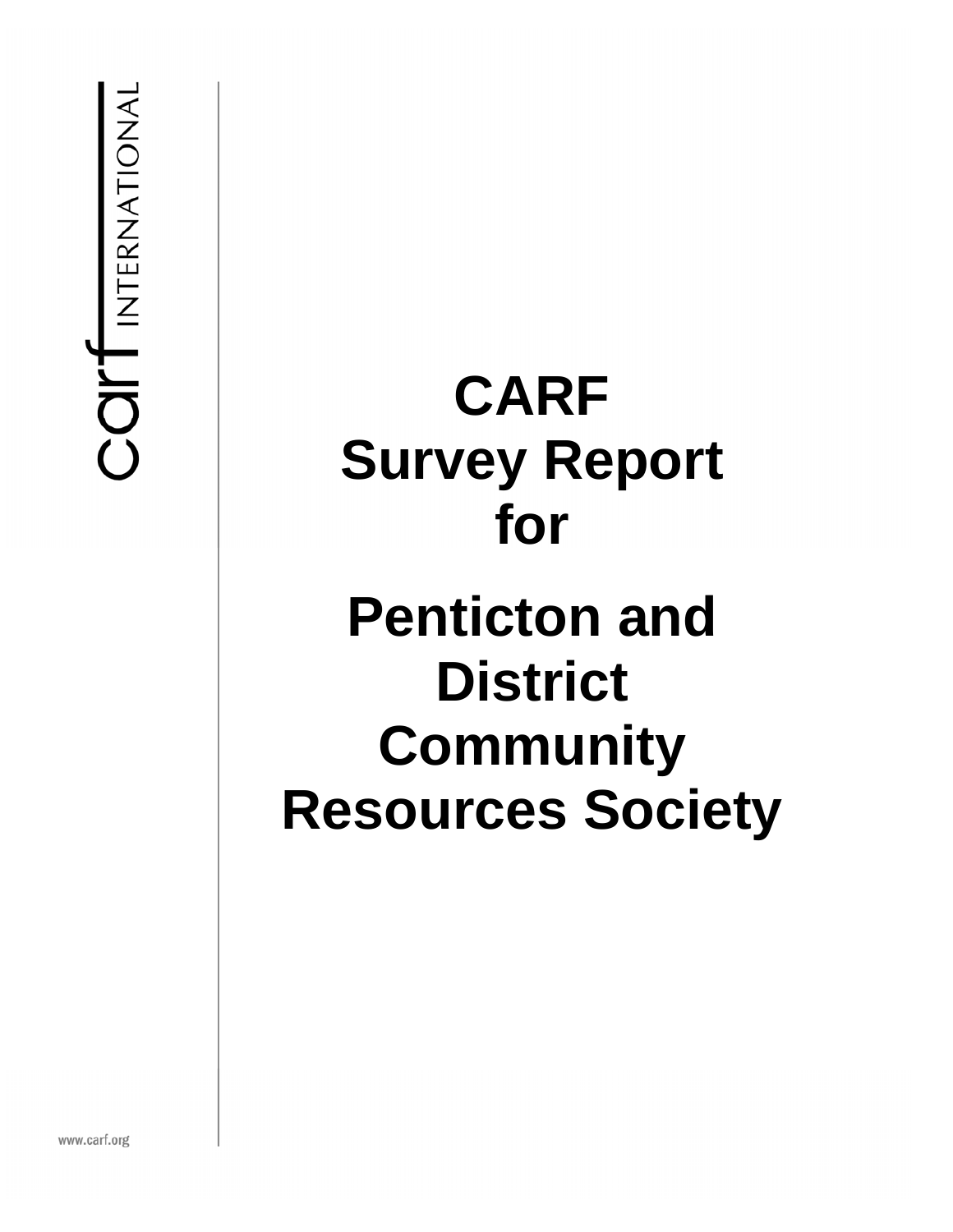carf INTERNATIONAL

# CARF Survey Report for

# Penticton and District Community Resources Society

www.carf.org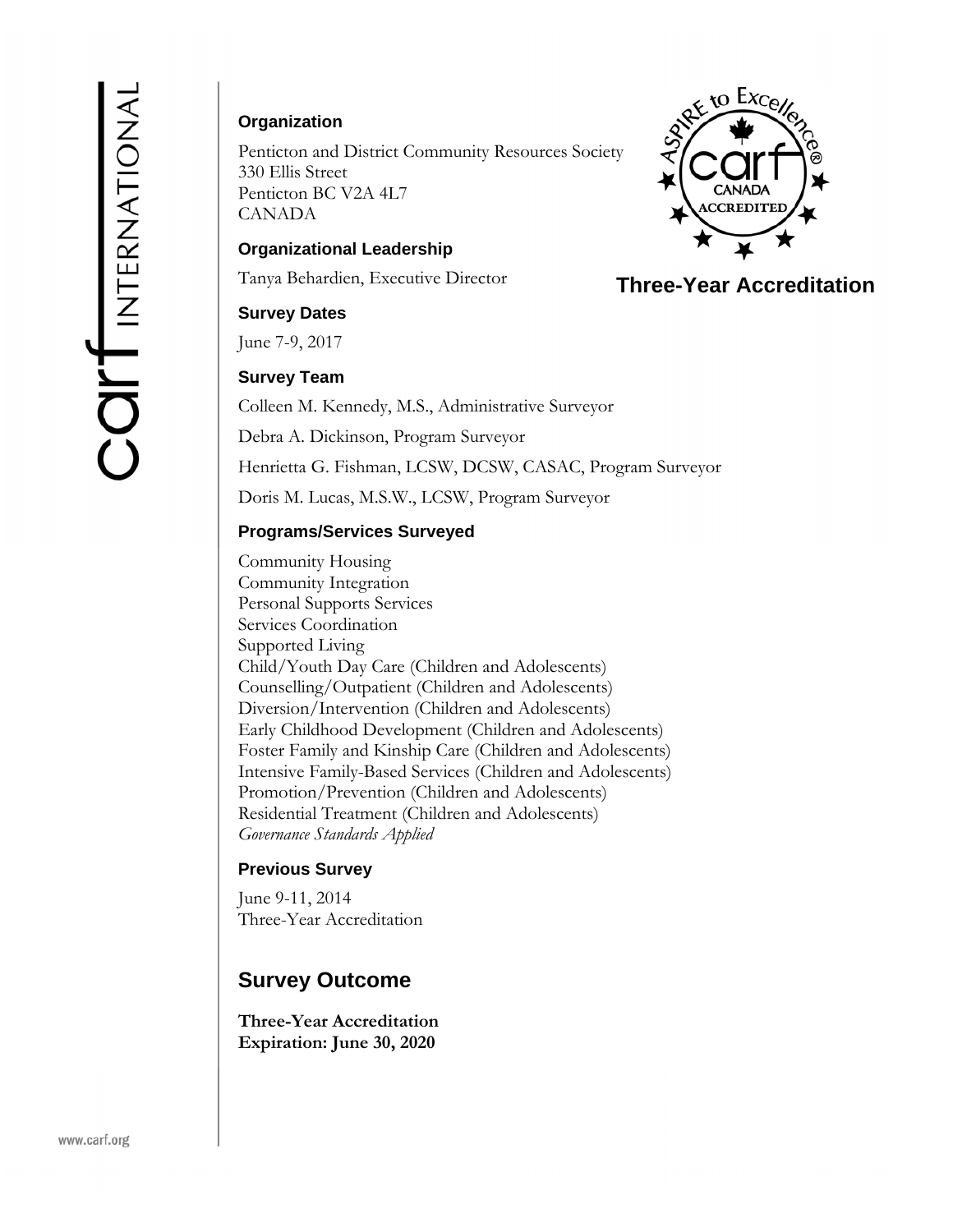### Organization

Penticton and District Community Resources Society
330 Ellis Street
Penticton BC V2A 4L7
CANADA

### Organizational Leadership

Tanya Behardien, Executive Director

**Three-Year Accreditation**

### Survey Dates

June 7-9, 2017

### Survey Team

Colleen M. Kennedy, M.S., Administrative Surveyor

Debra A. Dickinson, Program Surveyor

Henrietta G. Fishman, LCSW, DCSW, CASAC, Program Surveyor

Doris M. Lucas, M.S.W., LCSW, Program Surveyor

### Programs/Services Surveyed

Community Housing
Community Integration
Personal Supports Services
Services Coordination
Supported Living
Child/Youth Day Care (Children and Adolescents)
Counselling/Outpatient (Children and Adolescents)
Diversion/Intervention (Children and Adolescents)
Early Childhood Development (Children and Adolescents)
Foster Family and Kinship Care (Children and Adolescents)
Intensive Family-Based Services (Children and Adolescents)
Promotion/Prevention (Children and Adolescents)
Residential Treatment (Children and Adolescents)
*Governance Standards Applied*

### Previous Survey

June 9-11, 2014
Three-Year Accreditation

## Survey Outcome

**Three-Year Accreditation**
**Expiration: June 30, 2020**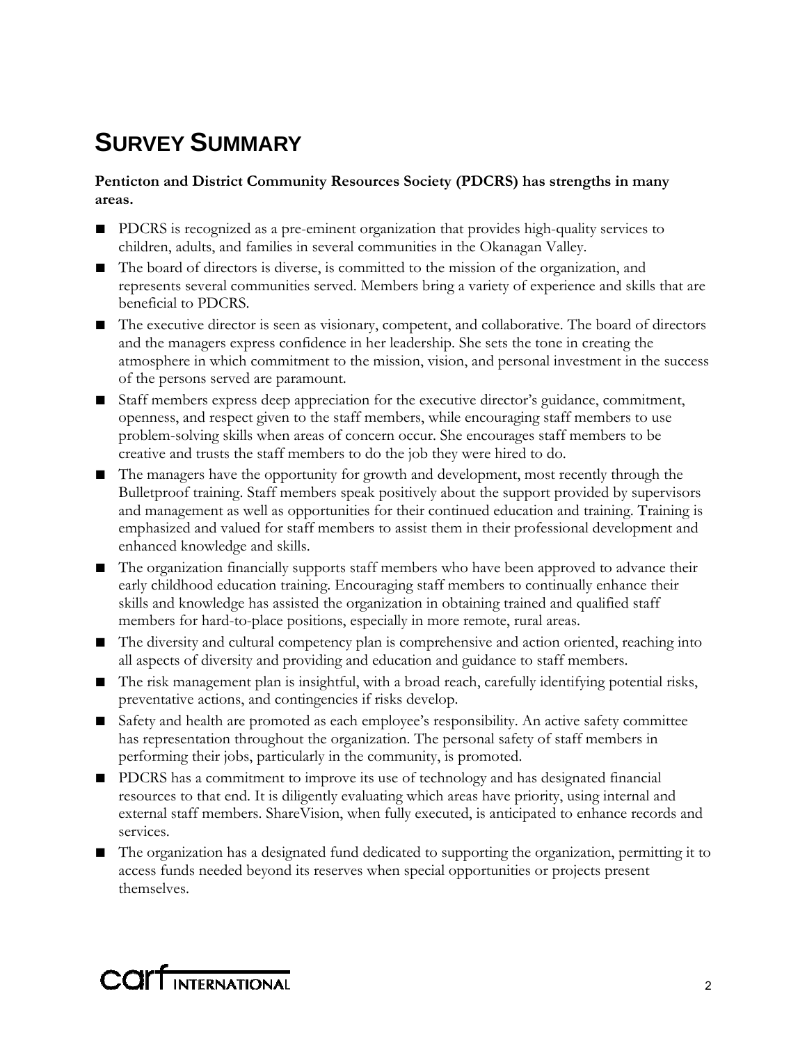# SURVEY SUMMARY

**Penticton and District Community Resources Society (PDCRS) has strengths in many areas.**

- PDCRS is recognized as a pre-eminent organization that provides high-quality services to children, adults, and families in several communities in the Okanagan Valley.
- The board of directors is diverse, is committed to the mission of the organization, and represents several communities served. Members bring a variety of experience and skills that are beneficial to PDCRS.
- The executive director is seen as visionary, competent, and collaborative. The board of directors and the managers express confidence in her leadership. She sets the tone in creating the atmosphere in which commitment to the mission, vision, and personal investment in the success of the persons served are paramount.
- Staff members express deep appreciation for the executive director's guidance, commitment, openness, and respect given to the staff members, while encouraging staff members to use problem-solving skills when areas of concern occur. She encourages staff members to be creative and trusts the staff members to do the job they were hired to do.
- The managers have the opportunity for growth and development, most recently through the Bulletproof training. Staff members speak positively about the support provided by supervisors and management as well as opportunities for their continued education and training. Training is emphasized and valued for staff members to assist them in their professional development and enhanced knowledge and skills.
- The organization financially supports staff members who have been approved to advance their early childhood education training. Encouraging staff members to continually enhance their skills and knowledge has assisted the organization in obtaining trained and qualified staff members for hard-to-place positions, especially in more remote, rural areas.
- The diversity and cultural competency plan is comprehensive and action oriented, reaching into all aspects of diversity and providing and education and guidance to staff members.
- The risk management plan is insightful, with a broad reach, carefully identifying potential risks, preventative actions, and contingencies if risks develop.
- Safety and health are promoted as each employee's responsibility. An active safety committee has representation throughout the organization. The personal safety of staff members in performing their jobs, particularly in the community, is promoted.
- PDCRS has a commitment to improve its use of technology and has designated financial resources to that end. It is diligently evaluating which areas have priority, using internal and external staff members. ShareVision, when fully executed, is anticipated to enhance records and services.
- The organization has a designated fund dedicated to supporting the organization, permitting it to access funds needed beyond its reserves when special opportunities or projects present themselves.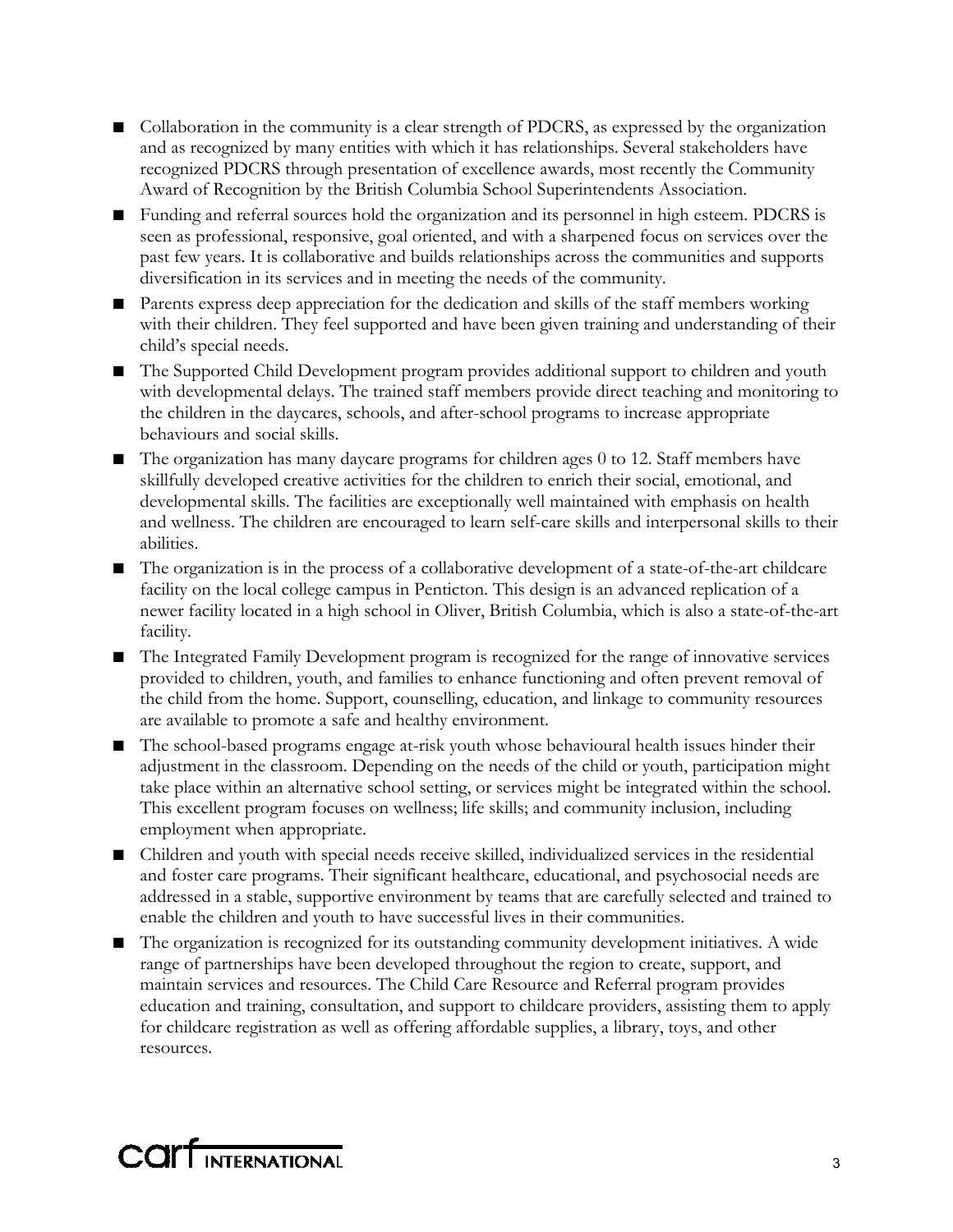- Collaboration in the community is a clear strength of PDCRS, as expressed by the organization and as recognized by many entities with which it has relationships. Several stakeholders have recognized PDCRS through presentation of excellence awards, most recently the Community Award of Recognition by the British Columbia School Superintendents Association.
- Funding and referral sources hold the organization and its personnel in high esteem. PDCRS is seen as professional, responsive, goal oriented, and with a sharpened focus on services over the past few years. It is collaborative and builds relationships across the communities and supports diversification in its services and in meeting the needs of the community.
- Parents express deep appreciation for the dedication and skills of the staff members working with their children. They feel supported and have been given training and understanding of their child's special needs.
- The Supported Child Development program provides additional support to children and youth with developmental delays. The trained staff members provide direct teaching and monitoring to the children in the daycares, schools, and after-school programs to increase appropriate behaviours and social skills.
- The organization has many daycare programs for children ages 0 to 12. Staff members have skillfully developed creative activities for the children to enrich their social, emotional, and developmental skills. The facilities are exceptionally well maintained with emphasis on health and wellness. The children are encouraged to learn self-care skills and interpersonal skills to their abilities.
- The organization is in the process of a collaborative development of a state-of-the-art childcare facility on the local college campus in Penticton. This design is an advanced replication of a newer facility located in a high school in Oliver, British Columbia, which is also a state-of-the-art facility.
- The Integrated Family Development program is recognized for the range of innovative services provided to children, youth, and families to enhance functioning and often prevent removal of the child from the home. Support, counselling, education, and linkage to community resources are available to promote a safe and healthy environment.
- The school-based programs engage at-risk youth whose behavioural health issues hinder their adjustment in the classroom. Depending on the needs of the child or youth, participation might take place within an alternative school setting, or services might be integrated within the school. This excellent program focuses on wellness; life skills; and community inclusion, including employment when appropriate.
- Children and youth with special needs receive skilled, individualized services in the residential and foster care programs. Their significant healthcare, educational, and psychosocial needs are addressed in a stable, supportive environment by teams that are carefully selected and trained to enable the children and youth to have successful lives in their communities.
- The organization is recognized for its outstanding community development initiatives. A wide range of partnerships have been developed throughout the region to create, support, and maintain services and resources. The Child Care Resource and Referral program provides education and training, consultation, and support to childcare providers, assisting them to apply for childcare registration as well as offering affordable supplies, a library, toys, and other resources.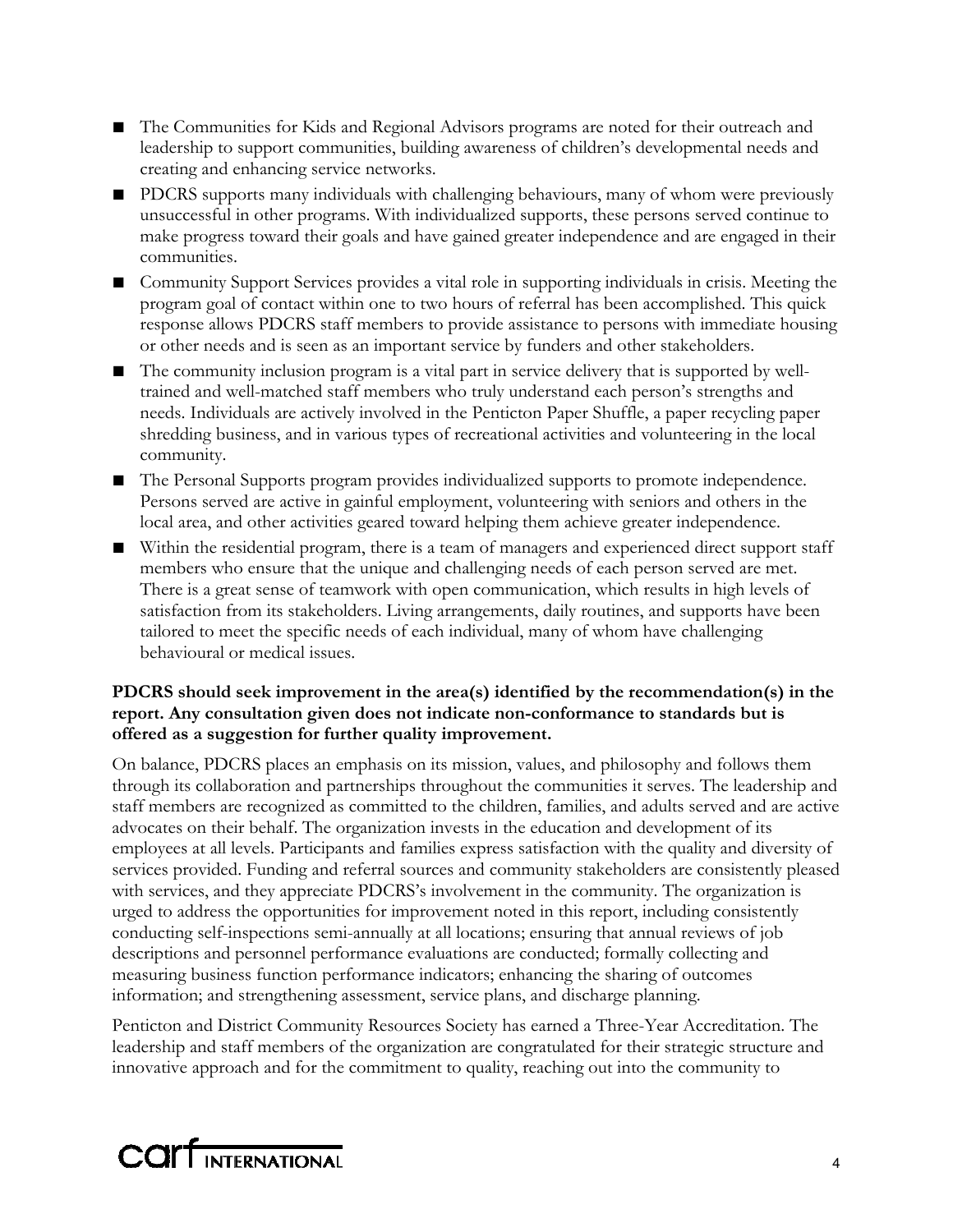- The Communities for Kids and Regional Advisors programs are noted for their outreach and leadership to support communities, building awareness of children's developmental needs and creating and enhancing service networks.
- PDCRS supports many individuals with challenging behaviours, many of whom were previously unsuccessful in other programs. With individualized supports, these persons served continue to make progress toward their goals and have gained greater independence and are engaged in their communities.
- Community Support Services provides a vital role in supporting individuals in crisis. Meeting the program goal of contact within one to two hours of referral has been accomplished. This quick response allows PDCRS staff members to provide assistance to persons with immediate housing or other needs and is seen as an important service by funders and other stakeholders.
- The community inclusion program is a vital part in service delivery that is supported by well-trained and well-matched staff members who truly understand each person's strengths and needs. Individuals are actively involved in the Penticton Paper Shuffle, a paper recycling paper shredding business, and in various types of recreational activities and volunteering in the local community.
- The Personal Supports program provides individualized supports to promote independence. Persons served are active in gainful employment, volunteering with seniors and others in the local area, and other activities geared toward helping them achieve greater independence.
- Within the residential program, there is a team of managers and experienced direct support staff members who ensure that the unique and challenging needs of each person served are met. There is a great sense of teamwork with open communication, which results in high levels of satisfaction from its stakeholders. Living arrangements, daily routines, and supports have been tailored to meet the specific needs of each individual, many of whom have challenging behavioural or medical issues.

**PDCRS should seek improvement in the area(s) identified by the recommendation(s) in the report. Any consultation given does not indicate non-conformance to standards but is offered as a suggestion for further quality improvement.**

On balance, PDCRS places an emphasis on its mission, values, and philosophy and follows them through its collaboration and partnerships throughout the communities it serves. The leadership and staff members are recognized as committed to the children, families, and adults served and are active advocates on their behalf. The organization invests in the education and development of its employees at all levels. Participants and families express satisfaction with the quality and diversity of services provided. Funding and referral sources and community stakeholders are consistently pleased with services, and they appreciate PDCRS's involvement in the community. The organization is urged to address the opportunities for improvement noted in this report, including consistently conducting self-inspections semi-annually at all locations; ensuring that annual reviews of job descriptions and personnel performance evaluations are conducted; formally collecting and measuring business function performance indicators; enhancing the sharing of outcomes information; and strengthening assessment, service plans, and discharge planning.

Penticton and District Community Resources Society has earned a Three-Year Accreditation. The leadership and staff members of the organization are congratulated for their strategic structure and innovative approach and for the commitment to quality, reaching out into the community to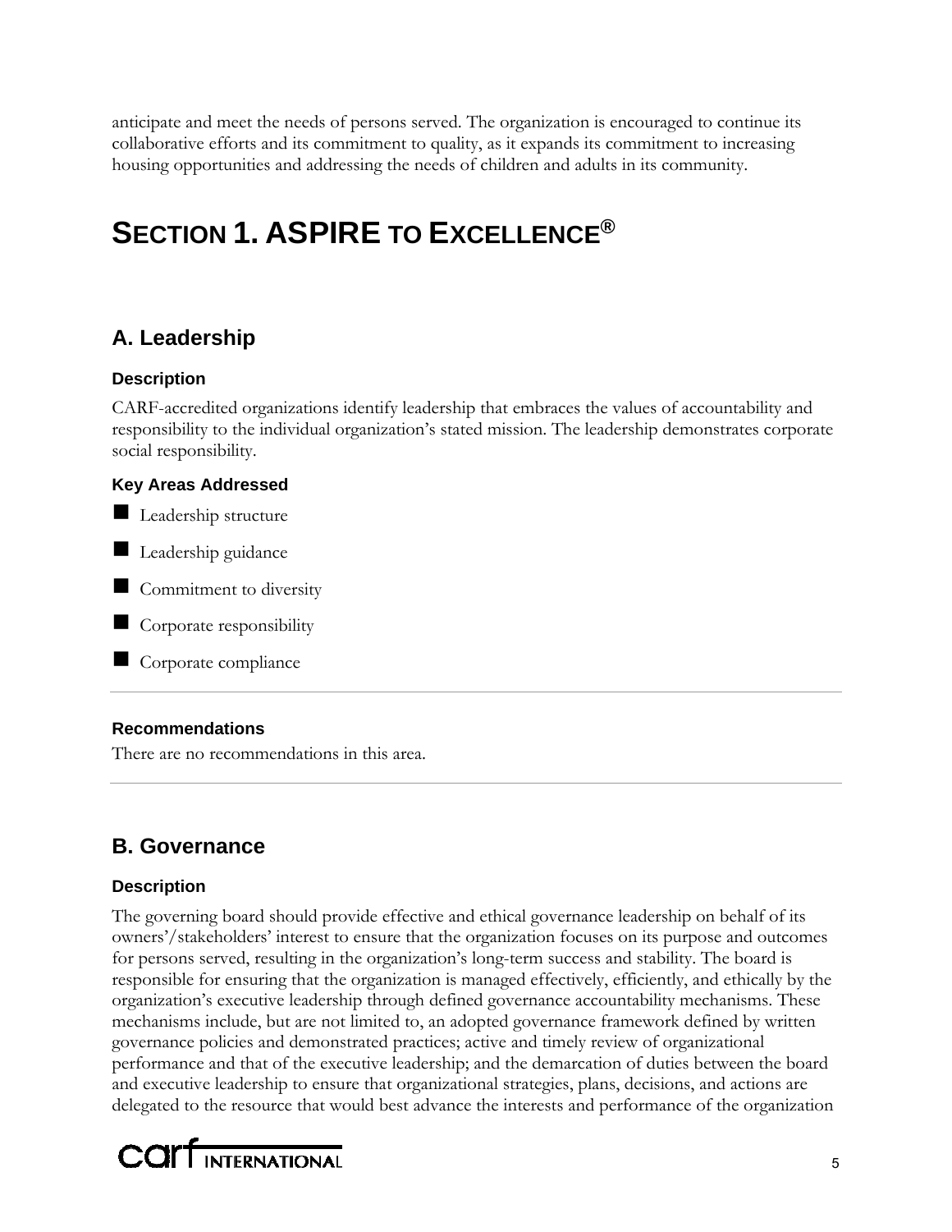anticipate and meet the needs of persons served. The organization is encouraged to continue its collaborative efforts and its commitment to quality, as it expands its commitment to increasing housing opportunities and addressing the needs of children and adults in its community.

# SECTION 1. ASPIRE TO EXCELLENCE®

## A. Leadership

### Description

CARF-accredited organizations identify leadership that embraces the values of accountability and responsibility to the individual organization's stated mission. The leadership demonstrates corporate social responsibility.

### Key Areas Addressed

- Leadership structure
- Leadership guidance
- Commitment to diversity
- Corporate responsibility
- Corporate compliance

---

### Recommendations

There are no recommendations in this area.

---

## B. Governance

### Description

The governing board should provide effective and ethical governance leadership on behalf of its owners'/stakeholders' interest to ensure that the organization focuses on its purpose and outcomes for persons served, resulting in the organization's long-term success and stability. The board is responsible for ensuring that the organization is managed effectively, efficiently, and ethically by the organization's executive leadership through defined governance accountability mechanisms. These mechanisms include, but are not limited to, an adopted governance framework defined by written governance policies and demonstrated practices; active and timely review of organizational performance and that of the executive leadership; and the demarcation of duties between the board and executive leadership to ensure that organizational strategies, plans, decisions, and actions are delegated to the resource that would best advance the interests and performance of the organization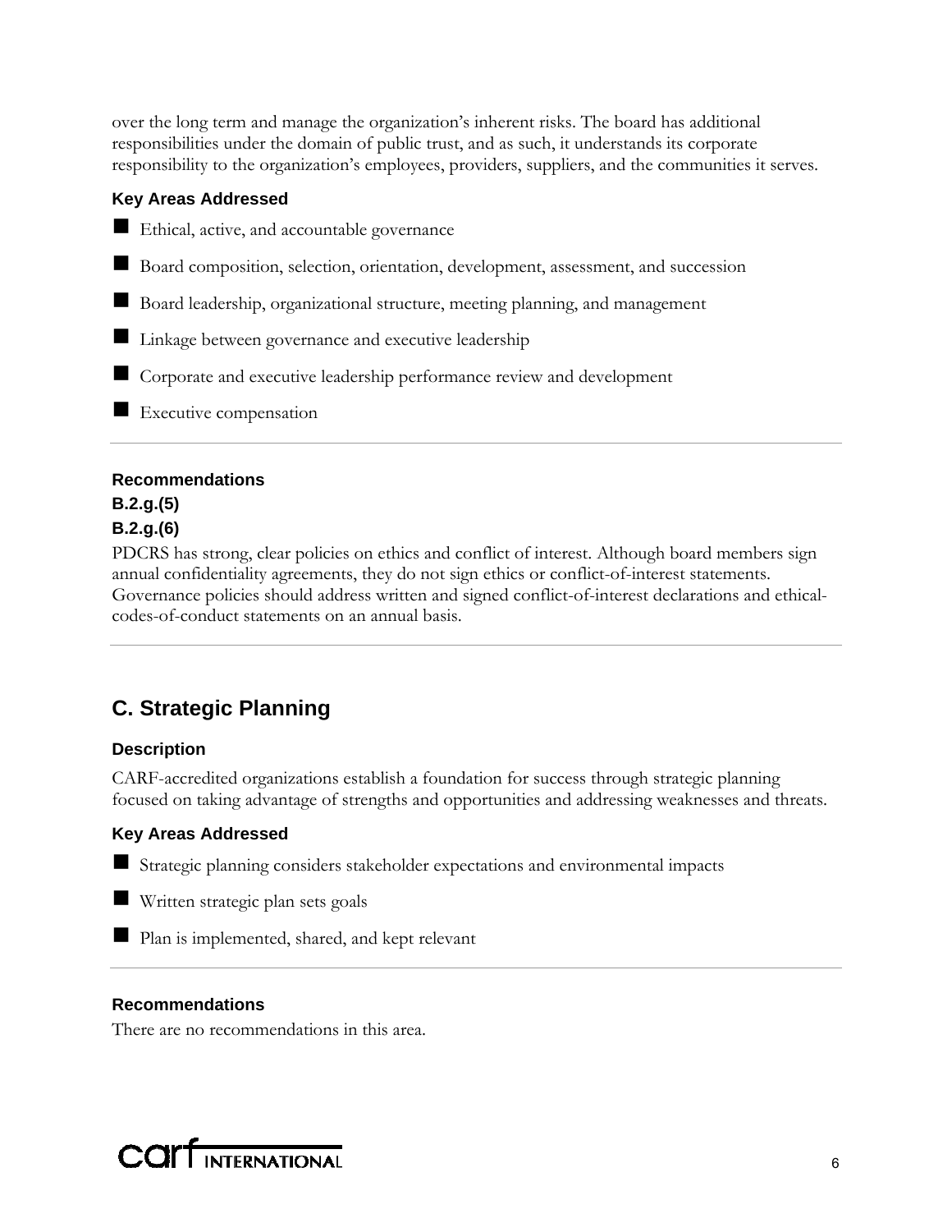over the long term and manage the organization's inherent risks. The board has additional responsibilities under the domain of public trust, and as such, it understands its corporate responsibility to the organization's employees, providers, suppliers, and the communities it serves.

### Key Areas Addressed

- Ethical, active, and accountable governance
- Board composition, selection, orientation, development, assessment, and succession
- Board leadership, organizational structure, meeting planning, and management
- Linkage between governance and executive leadership
- Corporate and executive leadership performance review and development
- Executive compensation

---

### Recommendations

**B.2.g.(5)**

**B.2.g.(6)**

PDCRS has strong, clear policies on ethics and conflict of interest. Although board members sign annual confidentiality agreements, they do not sign ethics or conflict-of-interest statements. Governance policies should address written and signed conflict-of-interest declarations and ethical-codes-of-conduct statements on an annual basis.

---

## C. Strategic Planning

### Description

CARF-accredited organizations establish a foundation for success through strategic planning focused on taking advantage of strengths and opportunities and addressing weaknesses and threats.

### Key Areas Addressed

- Strategic planning considers stakeholder expectations and environmental impacts
- Written strategic plan sets goals
- Plan is implemented, shared, and kept relevant

---

### Recommendations

There are no recommendations in this area.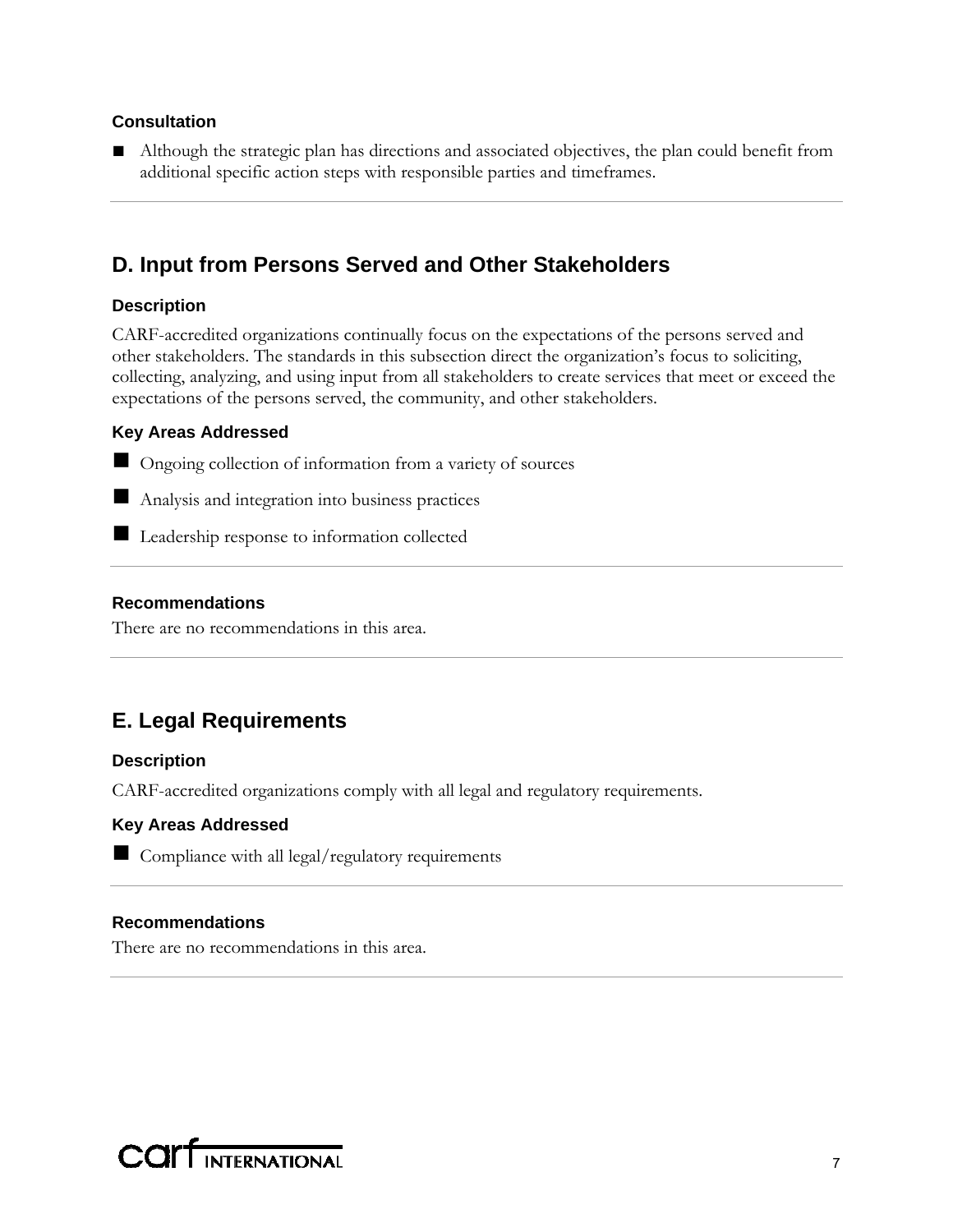### Consultation

- Although the strategic plan has directions and associated objectives, the plan could benefit from additional specific action steps with responsible parties and timeframes.

---

## D. Input from Persons Served and Other Stakeholders

### Description

CARF-accredited organizations continually focus on the expectations of the persons served and other stakeholders. The standards in this subsection direct the organization's focus to soliciting, collecting, analyzing, and using input from all stakeholders to create services that meet or exceed the expectations of the persons served, the community, and other stakeholders.

### Key Areas Addressed

- Ongoing collection of information from a variety of sources
- Analysis and integration into business practices
- Leadership response to information collected

---

### Recommendations

There are no recommendations in this area.

---

## E. Legal Requirements

### Description

CARF-accredited organizations comply with all legal and regulatory requirements.

### Key Areas Addressed

- Compliance with all legal/regulatory requirements

---

### Recommendations

There are no recommendations in this area.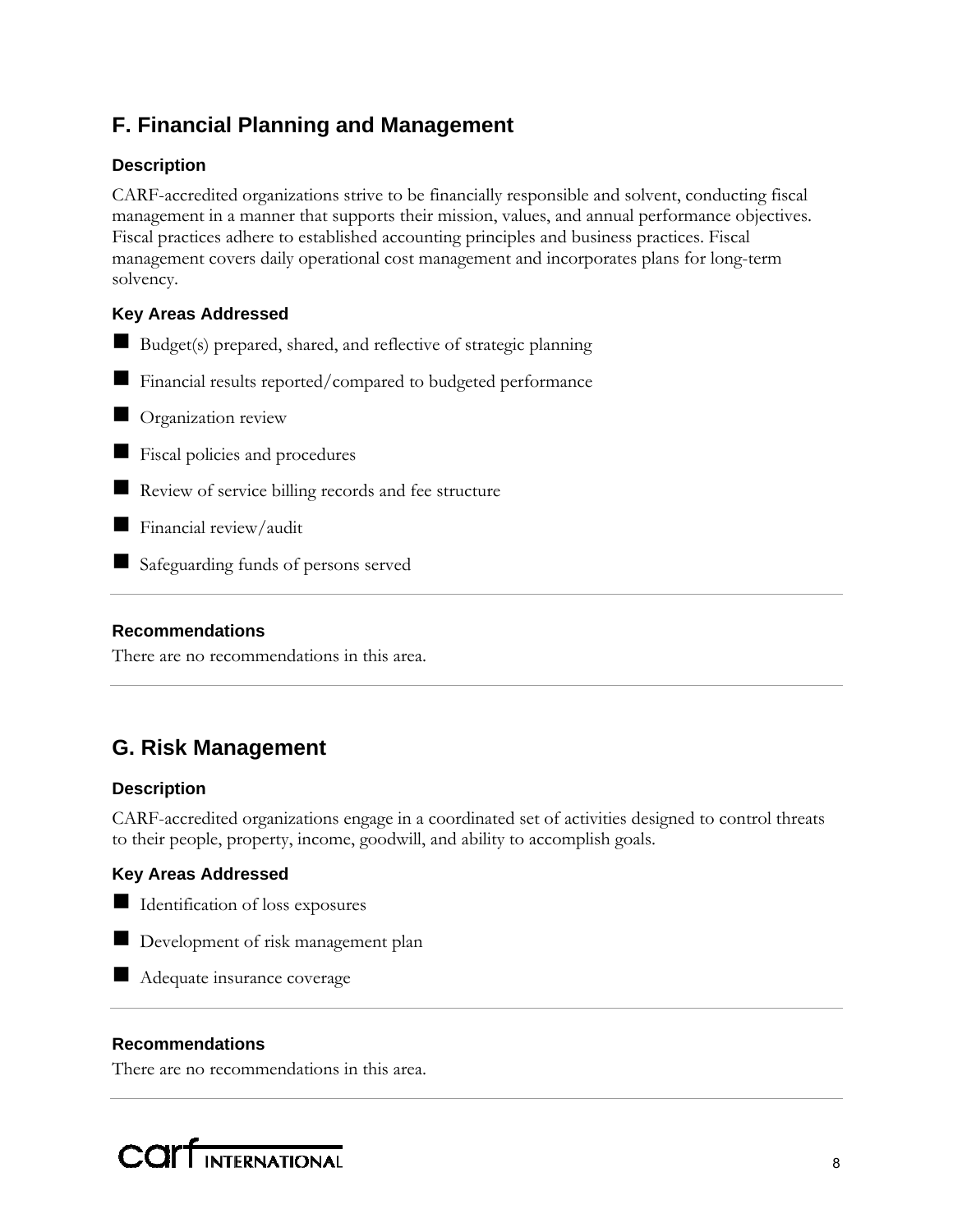## F. Financial Planning and Management

### Description

CARF-accredited organizations strive to be financially responsible and solvent, conducting fiscal management in a manner that supports their mission, values, and annual performance objectives. Fiscal practices adhere to established accounting principles and business practices. Fiscal management covers daily operational cost management and incorporates plans for long-term solvency.

### Key Areas Addressed

- Budget(s) prepared, shared, and reflective of strategic planning
- Financial results reported/compared to budgeted performance
- Organization review
- Fiscal policies and procedures
- Review of service billing records and fee structure
- Financial review/audit
- Safeguarding funds of persons served

---

### Recommendations

There are no recommendations in this area.

---

## G. Risk Management

### Description

CARF-accredited organizations engage in a coordinated set of activities designed to control threats to their people, property, income, goodwill, and ability to accomplish goals.

### Key Areas Addressed

- Identification of loss exposures
- Development of risk management plan
- Adequate insurance coverage

---

### Recommendations

There are no recommendations in this area.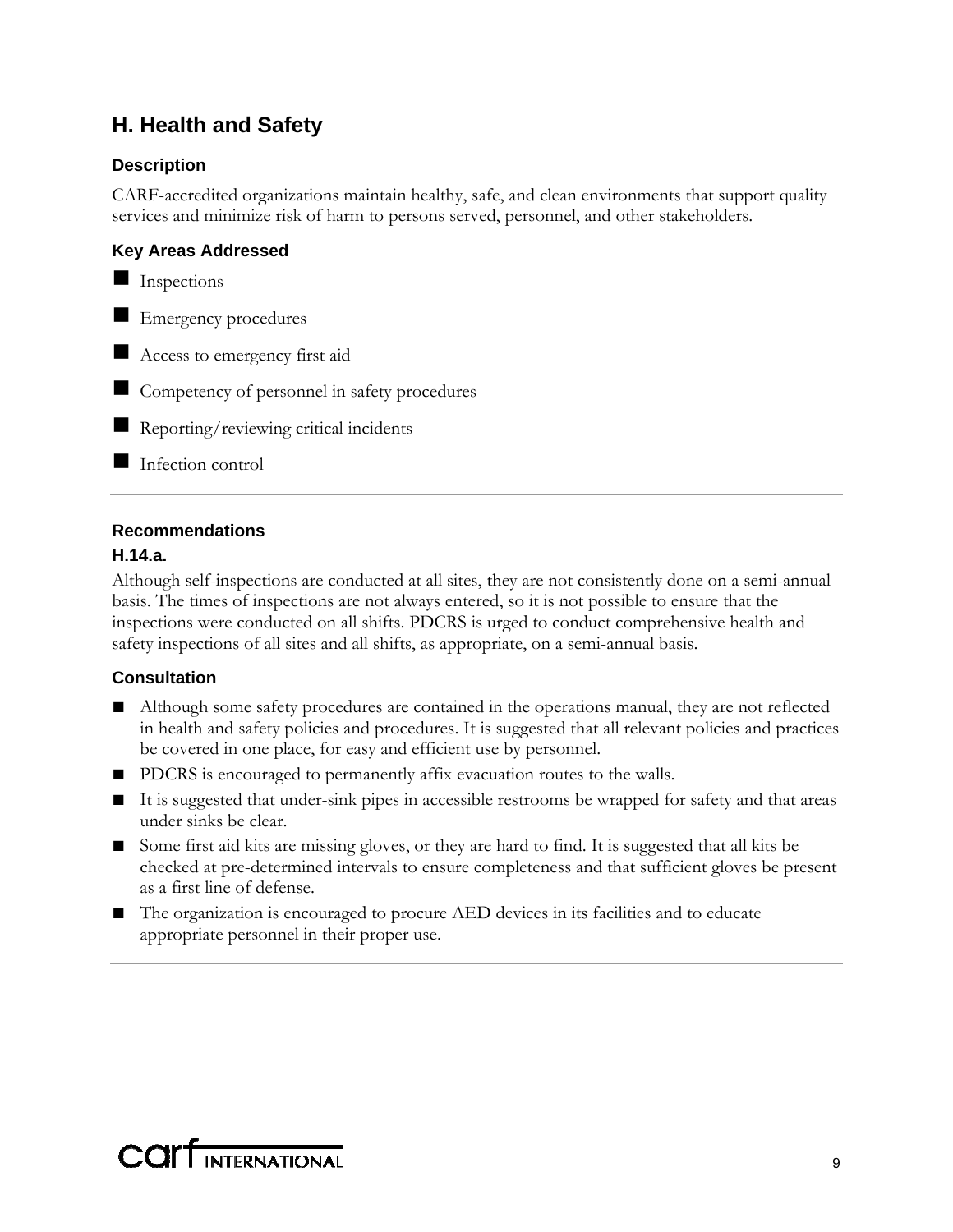## H. Health and Safety

### Description

CARF-accredited organizations maintain healthy, safe, and clean environments that support quality services and minimize risk of harm to persons served, personnel, and other stakeholders.

### Key Areas Addressed

- Inspections
- Emergency procedures
- Access to emergency first aid
- Competency of personnel in safety procedures
- Reporting/reviewing critical incidents
- Infection control

---

### Recommendations

#### H.14.a.

Although self-inspections are conducted at all sites, they are not consistently done on a semi-annual basis. The times of inspections are not always entered, so it is not possible to ensure that the inspections were conducted on all shifts. PDCRS is urged to conduct comprehensive health and safety inspections of all sites and all shifts, as appropriate, on a semi-annual basis.

### Consultation

- Although some safety procedures are contained in the operations manual, they are not reflected in health and safety policies and procedures. It is suggested that all relevant policies and practices be covered in one place, for easy and efficient use by personnel.
- PDCRS is encouraged to permanently affix evacuation routes to the walls.
- It is suggested that under-sink pipes in accessible restrooms be wrapped for safety and that areas under sinks be clear.
- Some first aid kits are missing gloves, or they are hard to find. It is suggested that all kits be checked at pre-determined intervals to ensure completeness and that sufficient gloves be present as a first line of defense.
- The organization is encouraged to procure AED devices in its facilities and to educate appropriate personnel in their proper use.

---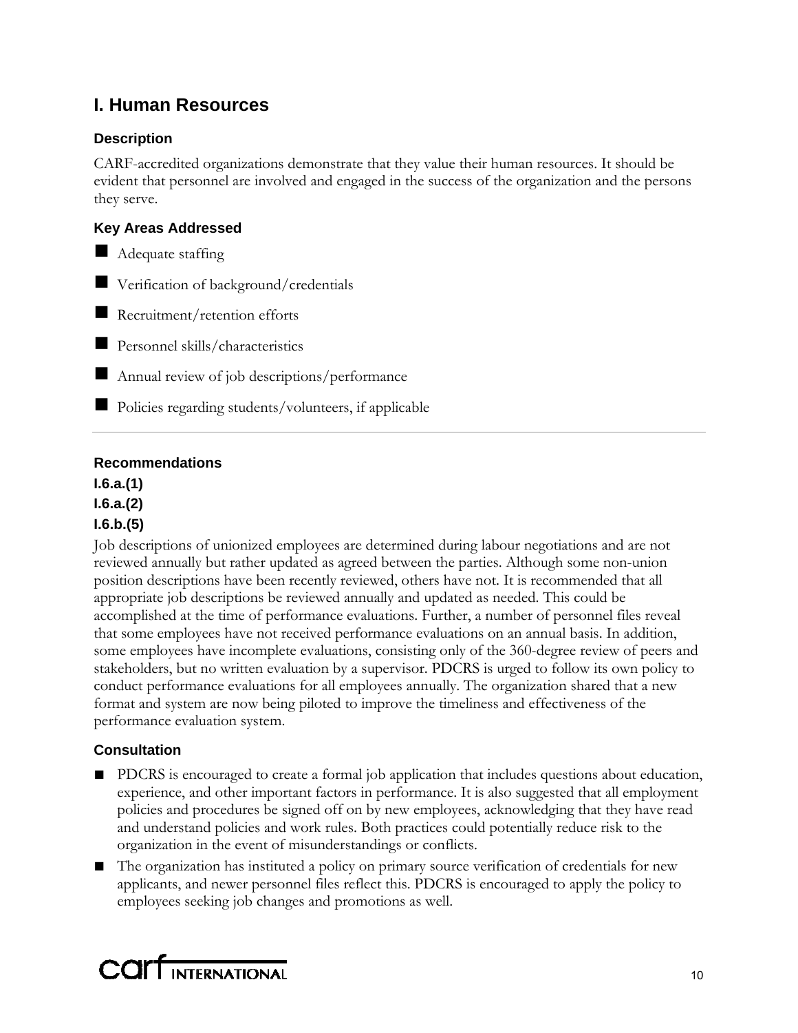## I. Human Resources

### Description

CARF-accredited organizations demonstrate that they value their human resources. It should be evident that personnel are involved and engaged in the success of the organization and the persons they serve.

### Key Areas Addressed

- Adequate staffing
- Verification of background/credentials
- Recruitment/retention efforts
- Personnel skills/characteristics
- Annual review of job descriptions/performance
- Policies regarding students/volunteers, if applicable

---

### Recommendations

**I.6.a.(1)**
**I.6.a.(2)**
**I.6.b.(5)**

Job descriptions of unionized employees are determined during labour negotiations and are not reviewed annually but rather updated as agreed between the parties. Although some non-union position descriptions have been recently reviewed, others have not. It is recommended that all appropriate job descriptions be reviewed annually and updated as needed. This could be accomplished at the time of performance evaluations. Further, a number of personnel files reveal that some employees have not received performance evaluations on an annual basis. In addition, some employees have incomplete evaluations, consisting only of the 360-degree review of peers and stakeholders, but no written evaluation by a supervisor. PDCRS is urged to follow its own policy to conduct performance evaluations for all employees annually. The organization shared that a new format and system are now being piloted to improve the timeliness and effectiveness of the performance evaluation system.

### Consultation

- PDCRS is encouraged to create a formal job application that includes questions about education, experience, and other important factors in performance. It is also suggested that all employment policies and procedures be signed off on by new employees, acknowledging that they have read and understand policies and work rules. Both practices could potentially reduce risk to the organization in the event of misunderstandings or conflicts.
- The organization has instituted a policy on primary source verification of credentials for new applicants, and newer personnel files reflect this. PDCRS is encouraged to apply the policy to employees seeking job changes and promotions as well.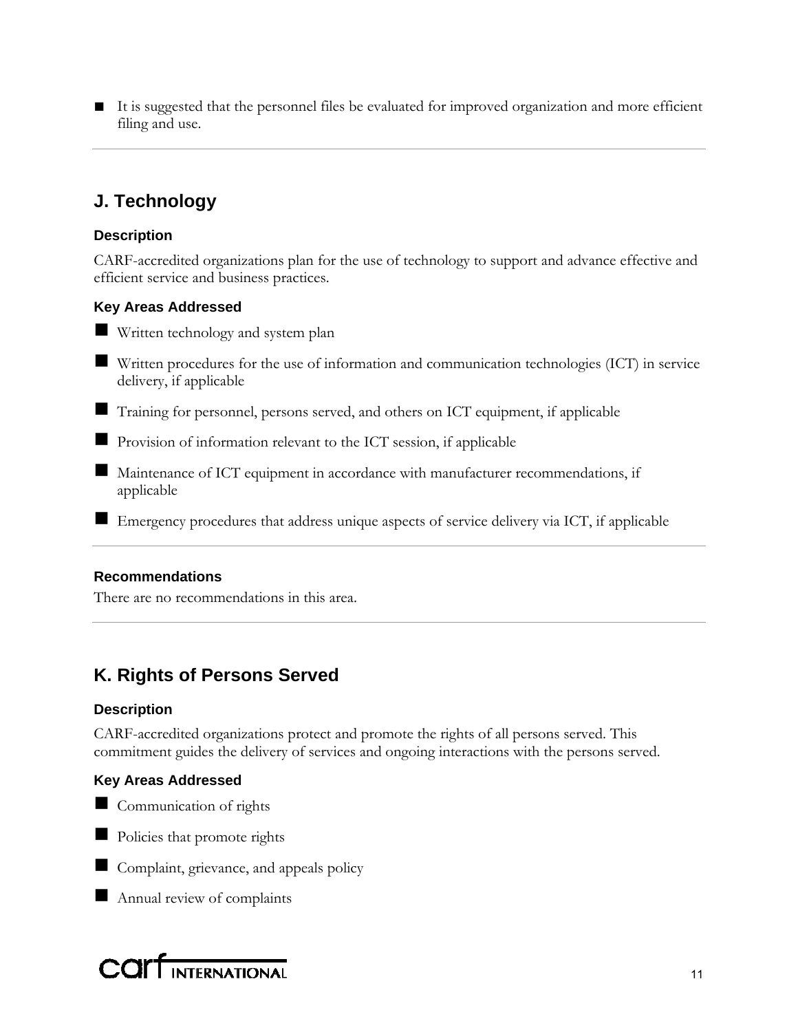- It is suggested that the personnel files be evaluated for improved organization and more efficient filing and use.

---

## J. Technology

### Description

CARF-accredited organizations plan for the use of technology to support and advance effective and efficient service and business practices.

### Key Areas Addressed

- Written technology and system plan
- Written procedures for the use of information and communication technologies (ICT) in service delivery, if applicable
- Training for personnel, persons served, and others on ICT equipment, if applicable
- Provision of information relevant to the ICT session, if applicable
- Maintenance of ICT equipment in accordance with manufacturer recommendations, if applicable
- Emergency procedures that address unique aspects of service delivery via ICT, if applicable

---

### Recommendations

There are no recommendations in this area.

---

## K. Rights of Persons Served

### Description

CARF-accredited organizations protect and promote the rights of all persons served. This commitment guides the delivery of services and ongoing interactions with the persons served.

### Key Areas Addressed

- Communication of rights
- Policies that promote rights
- Complaint, grievance, and appeals policy
- Annual review of complaints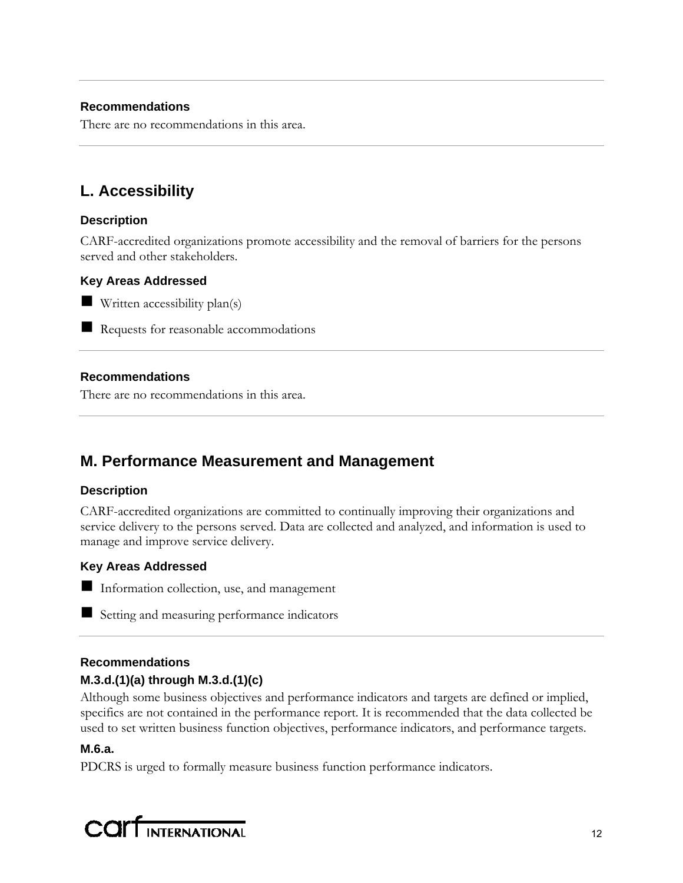#### Recommendations

There are no recommendations in this area.

## L. Accessibility

#### Description

CARF-accredited organizations promote accessibility and the removal of barriers for the persons served and other stakeholders.

#### Key Areas Addressed

- Written accessibility plan(s)
- Requests for reasonable accommodations

#### Recommendations

There are no recommendations in this area.

## M. Performance Measurement and Management

#### Description

CARF-accredited organizations are committed to continually improving their organizations and service delivery to the persons served. Data are collected and analyzed, and information is used to manage and improve service delivery.

#### Key Areas Addressed

- Information collection, use, and management
- Setting and measuring performance indicators

#### Recommendations

**M.3.d.(1)(a) through M.3.d.(1)(c)**

Although some business objectives and performance indicators and targets are defined or implied, specifics are not contained in the performance report. It is recommended that the data collected be used to set written business function objectives, performance indicators, and performance targets.

**M.6.a.**

PDCRS is urged to formally measure business function performance indicators.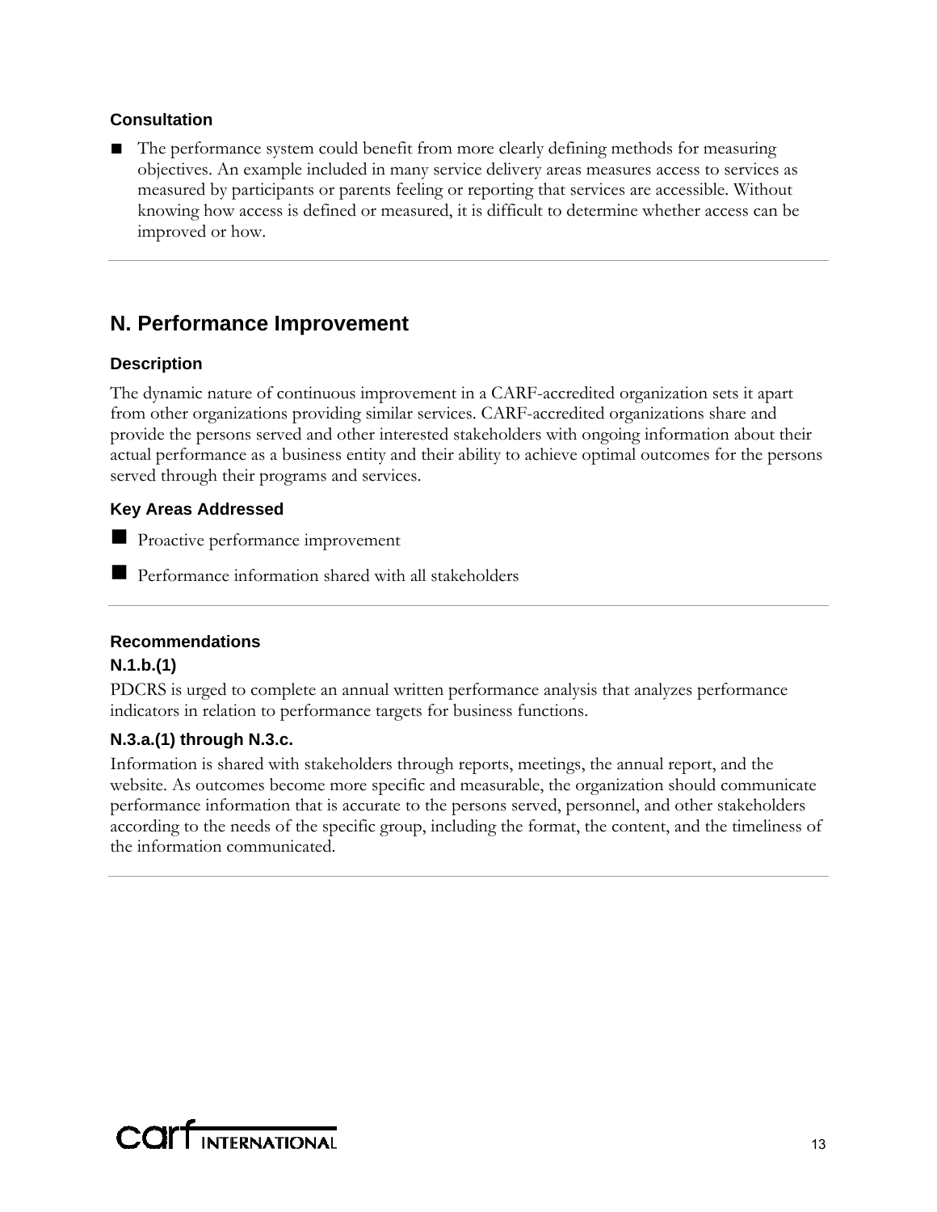### Consultation

- The performance system could benefit from more clearly defining methods for measuring objectives. An example included in many service delivery areas measures access to services as measured by participants or parents feeling or reporting that services are accessible. Without knowing how access is defined or measured, it is difficult to determine whether access can be improved or how.

---

## N. Performance Improvement

### Description

The dynamic nature of continuous improvement in a CARF-accredited organization sets it apart from other organizations providing similar services. CARF-accredited organizations share and provide the persons served and other interested stakeholders with ongoing information about their actual performance as a business entity and their ability to achieve optimal outcomes for the persons served through their programs and services.

### Key Areas Addressed

- Proactive performance improvement
- Performance information shared with all stakeholders

---

### Recommendations

**N.1.b.(1)**

PDCRS is urged to complete an annual written performance analysis that analyzes performance indicators in relation to performance targets for business functions.

**N.3.a.(1) through N.3.c.**

Information is shared with stakeholders through reports, meetings, the annual report, and the website. As outcomes become more specific and measurable, the organization should communicate performance information that is accurate to the persons served, personnel, and other stakeholders according to the needs of the specific group, including the format, the content, and the timeliness of the information communicated.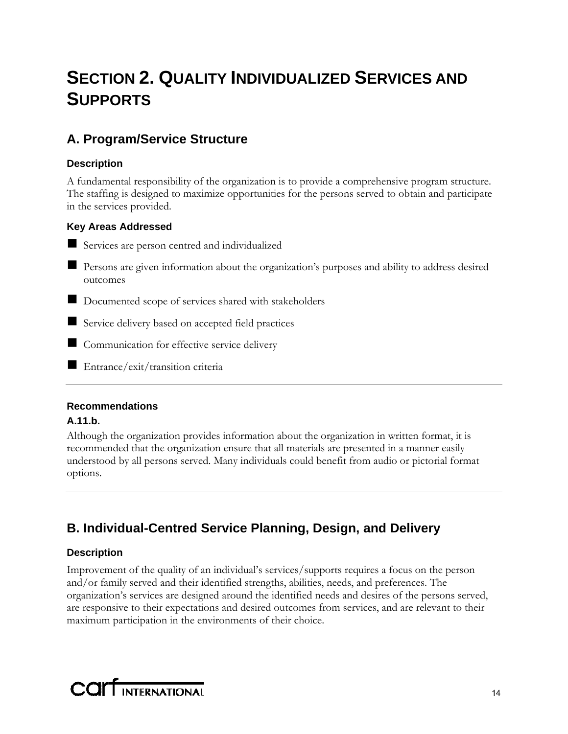# SECTION 2. QUALITY INDIVIDUALIZED SERVICES AND SUPPORTS

## A. Program/Service Structure

### Description

A fundamental responsibility of the organization is to provide a comprehensive program structure. The staffing is designed to maximize opportunities for the persons served to obtain and participate in the services provided.

### Key Areas Addressed

- Services are person centred and individualized
- Persons are given information about the organization's purposes and ability to address desired outcomes
- Documented scope of services shared with stakeholders
- Service delivery based on accepted field practices
- Communication for effective service delivery
- Entrance/exit/transition criteria

---

### Recommendations

**A.11.b.**

Although the organization provides information about the organization in written format, it is recommended that the organization ensure that all materials are presented in a manner easily understood by all persons served. Many individuals could benefit from audio or pictorial format options.

---

## B. Individual-Centred Service Planning, Design, and Delivery

### Description

Improvement of the quality of an individual's services/supports requires a focus on the person and/or family served and their identified strengths, abilities, needs, and preferences. The organization's services are designed around the identified needs and desires of the persons served, are responsive to their expectations and desired outcomes from services, and are relevant to their maximum participation in the environments of their choice.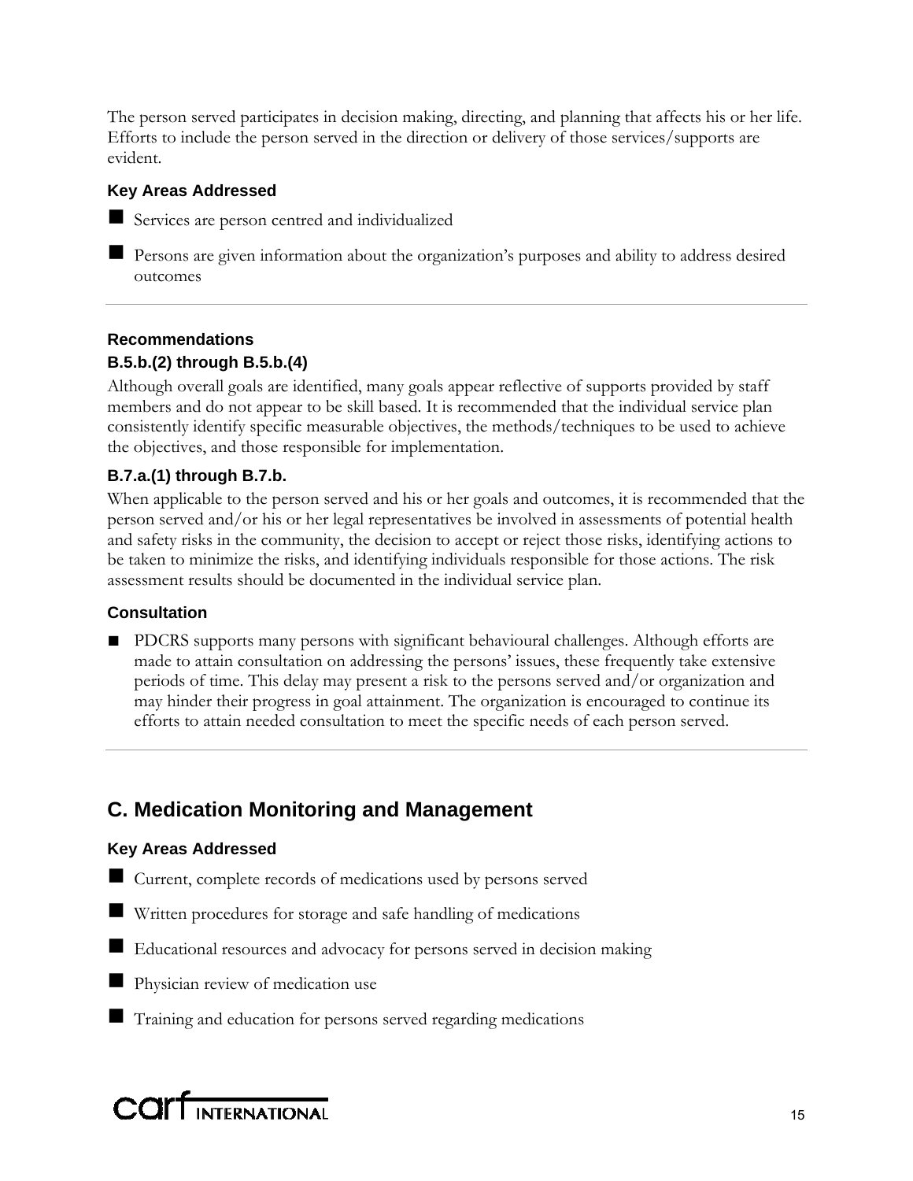The person served participates in decision making, directing, and planning that affects his or her life. Efforts to include the person served in the direction or delivery of those services/supports are evident.

#### Key Areas Addressed

- Services are person centred and individualized
- Persons are given information about the organization's purposes and ability to address desired outcomes

---

#### Recommendations

#### B.5.b.(2) through B.5.b.(4)

Although overall goals are identified, many goals appear reflective of supports provided by staff members and do not appear to be skill based. It is recommended that the individual service plan consistently identify specific measurable objectives, the methods/techniques to be used to achieve the objectives, and those responsible for implementation.

#### B.7.a.(1) through B.7.b.

When applicable to the person served and his or her goals and outcomes, it is recommended that the person served and/or his or her legal representatives be involved in assessments of potential health and safety risks in the community, the decision to accept or reject those risks, identifying actions to be taken to minimize the risks, and identifying individuals responsible for those actions. The risk assessment results should be documented in the individual service plan.

#### Consultation

- PDCRS supports many persons with significant behavioural challenges. Although efforts are made to attain consultation on addressing the persons' issues, these frequently take extensive periods of time. This delay may present a risk to the persons served and/or organization and may hinder their progress in goal attainment. The organization is encouraged to continue its efforts to attain needed consultation to meet the specific needs of each person served.

---

## C. Medication Monitoring and Management

#### Key Areas Addressed

- Current, complete records of medications used by persons served
- Written procedures for storage and safe handling of medications
- Educational resources and advocacy for persons served in decision making
- Physician review of medication use
- Training and education for persons served regarding medications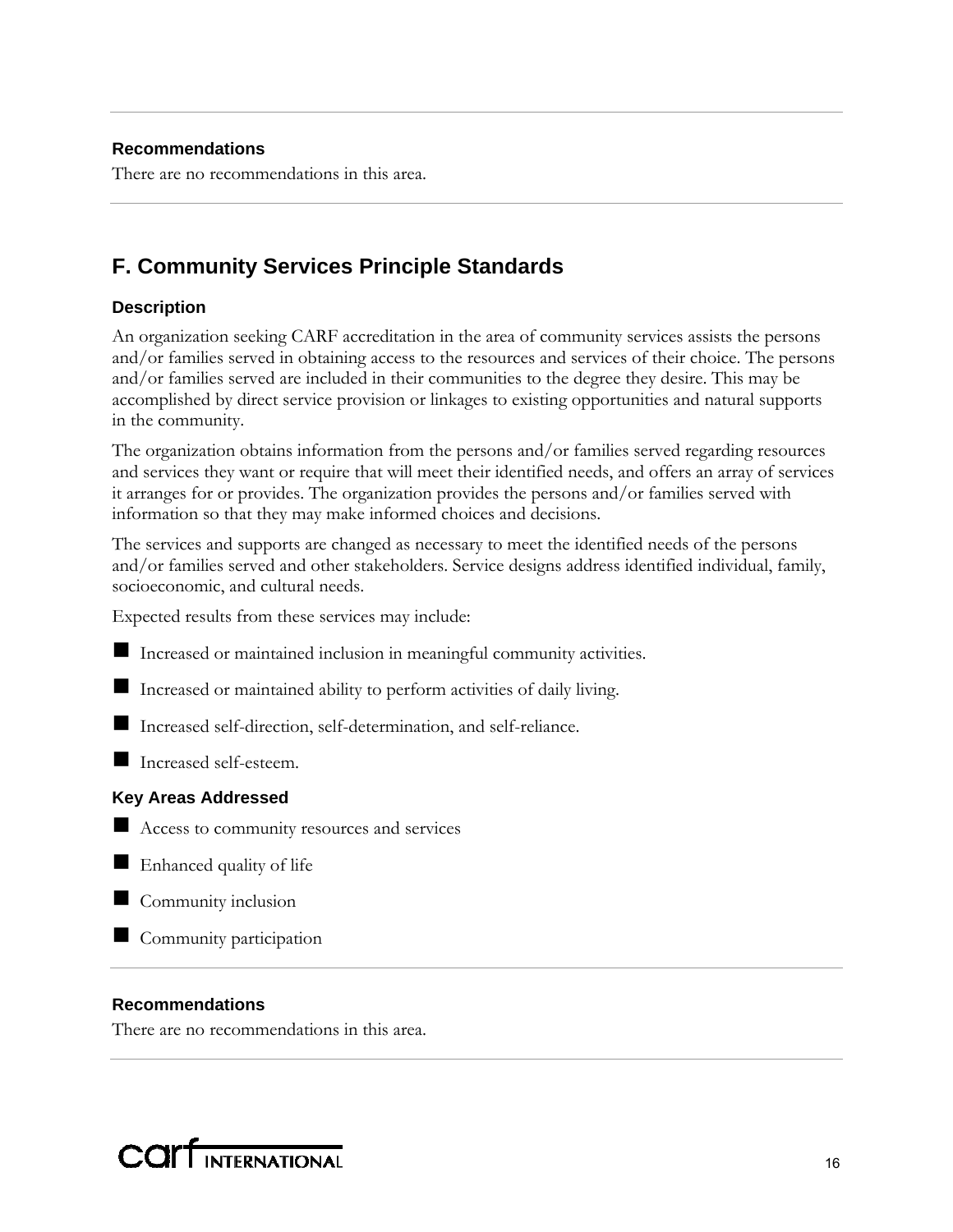### Recommendations

There are no recommendations in this area.

## F. Community Services Principle Standards

### Description

An organization seeking CARF accreditation in the area of community services assists the persons and/or families served in obtaining access to the resources and services of their choice. The persons and/or families served are included in their communities to the degree they desire. This may be accomplished by direct service provision or linkages to existing opportunities and natural supports in the community.

The organization obtains information from the persons and/or families served regarding resources and services they want or require that will meet their identified needs, and offers an array of services it arranges for or provides. The organization provides the persons and/or families served with information so that they may make informed choices and decisions.

The services and supports are changed as necessary to meet the identified needs of the persons and/or families served and other stakeholders. Service designs address identified individual, family, socioeconomic, and cultural needs.

Expected results from these services may include:

- Increased or maintained inclusion in meaningful community activities.
- Increased or maintained ability to perform activities of daily living.
- Increased self-direction, self-determination, and self-reliance.
- Increased self-esteem.

### Key Areas Addressed

- Access to community resources and services
- Enhanced quality of life
- Community inclusion
- Community participation

### Recommendations

There are no recommendations in this area.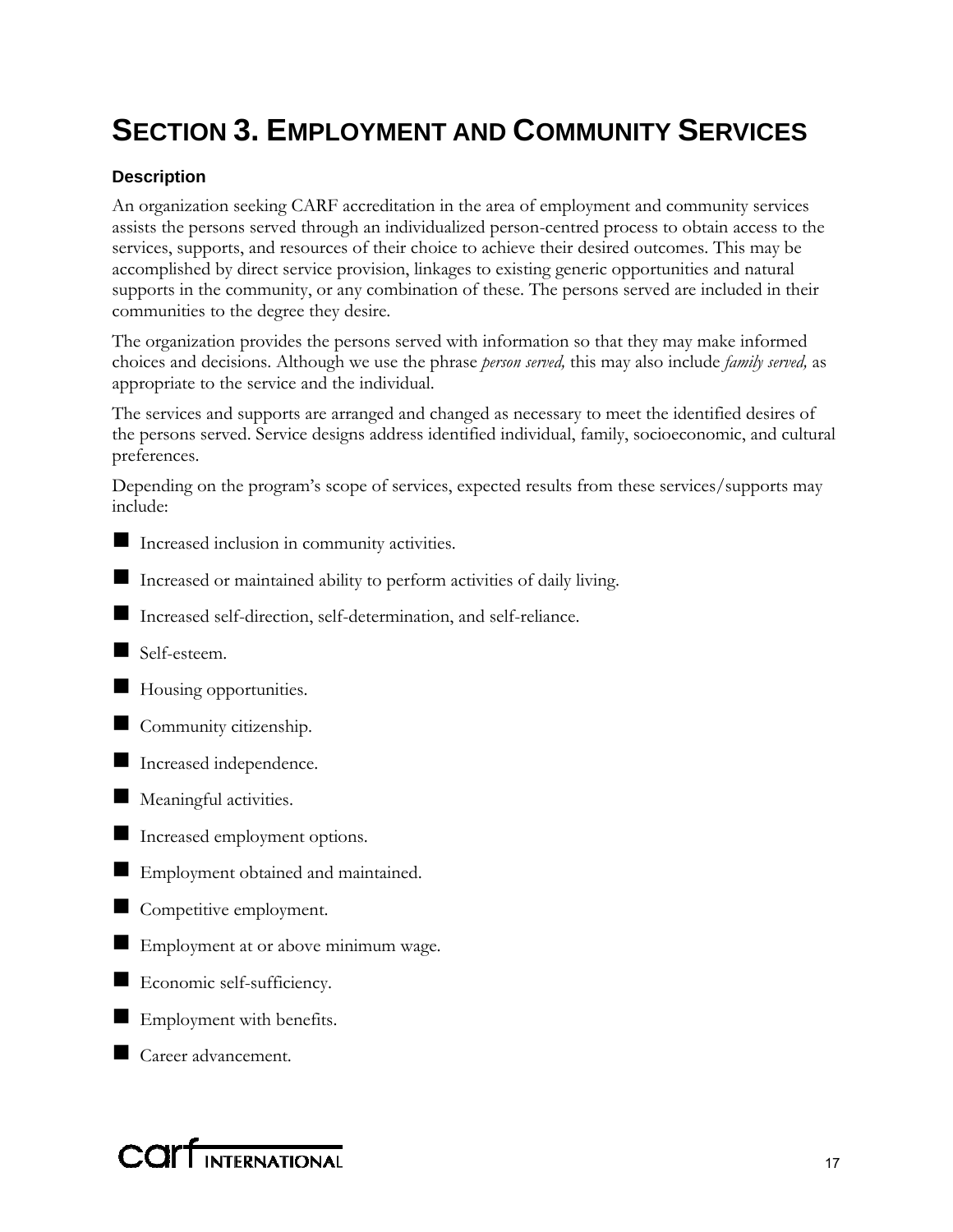# SECTION 3. EMPLOYMENT AND COMMUNITY SERVICES

### Description

An organization seeking CARF accreditation in the area of employment and community services assists the persons served through an individualized person-centred process to obtain access to the services, supports, and resources of their choice to achieve their desired outcomes. This may be accomplished by direct service provision, linkages to existing generic opportunities and natural supports in the community, or any combination of these. The persons served are included in their communities to the degree they desire.

The organization provides the persons served with information so that they may make informed choices and decisions. Although we use the phrase *person served,* this may also include *family served,* as appropriate to the service and the individual.

The services and supports are arranged and changed as necessary to meet the identified desires of the persons served. Service designs address identified individual, family, socioeconomic, and cultural preferences.

Depending on the program's scope of services, expected results from these services/supports may include:

- Increased inclusion in community activities.
- Increased or maintained ability to perform activities of daily living.
- Increased self-direction, self-determination, and self-reliance.
- Self-esteem.
- Housing opportunities.
- Community citizenship.
- Increased independence.
- Meaningful activities.
- Increased employment options.
- Employment obtained and maintained.
- Competitive employment.
- Employment at or above minimum wage.
- Economic self-sufficiency.
- Employment with benefits.
- Career advancement.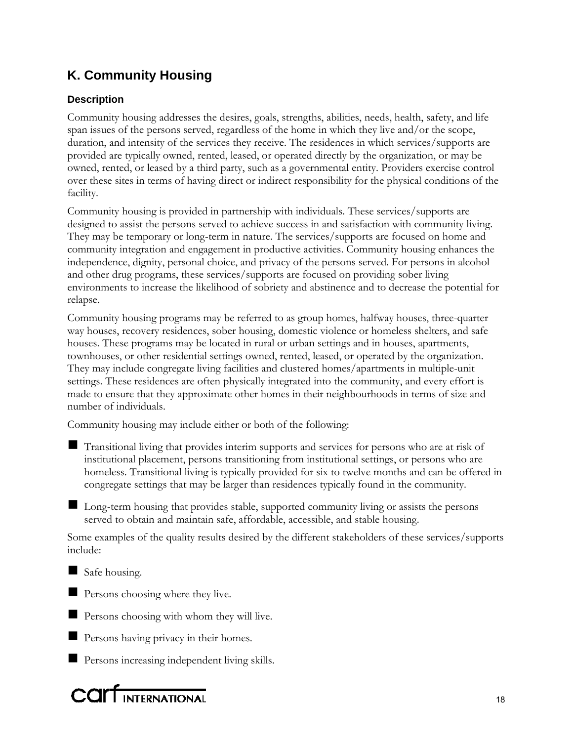## K. Community Housing

### Description

Community housing addresses the desires, goals, strengths, abilities, needs, health, safety, and life span issues of the persons served, regardless of the home in which they live and/or the scope, duration, and intensity of the services they receive. The residences in which services/supports are provided are typically owned, rented, leased, or operated directly by the organization, or may be owned, rented, or leased by a third party, such as a governmental entity. Providers exercise control over these sites in terms of having direct or indirect responsibility for the physical conditions of the facility.

Community housing is provided in partnership with individuals. These services/supports are designed to assist the persons served to achieve success in and satisfaction with community living. They may be temporary or long-term in nature. The services/supports are focused on home and community integration and engagement in productive activities. Community housing enhances the independence, dignity, personal choice, and privacy of the persons served. For persons in alcohol and other drug programs, these services/supports are focused on providing sober living environments to increase the likelihood of sobriety and abstinence and to decrease the potential for relapse.

Community housing programs may be referred to as group homes, halfway houses, three-quarter way houses, recovery residences, sober housing, domestic violence or homeless shelters, and safe houses. These programs may be located in rural or urban settings and in houses, apartments, townhouses, or other residential settings owned, rented, leased, or operated by the organization. They may include congregate living facilities and clustered homes/apartments in multiple-unit settings. These residences are often physically integrated into the community, and every effort is made to ensure that they approximate other homes in their neighbourhoods in terms of size and number of individuals.

Community housing may include either or both of the following:

- Transitional living that provides interim supports and services for persons who are at risk of institutional placement, persons transitioning from institutional settings, or persons who are homeless. Transitional living is typically provided for six to twelve months and can be offered in congregate settings that may be larger than residences typically found in the community.
- Long-term housing that provides stable, supported community living or assists the persons served to obtain and maintain safe, affordable, accessible, and stable housing.

Some examples of the quality results desired by the different stakeholders of these services/supports include:

- Safe housing.
- Persons choosing where they live.
- Persons choosing with whom they will live.
- Persons having privacy in their homes.
- Persons increasing independent living skills.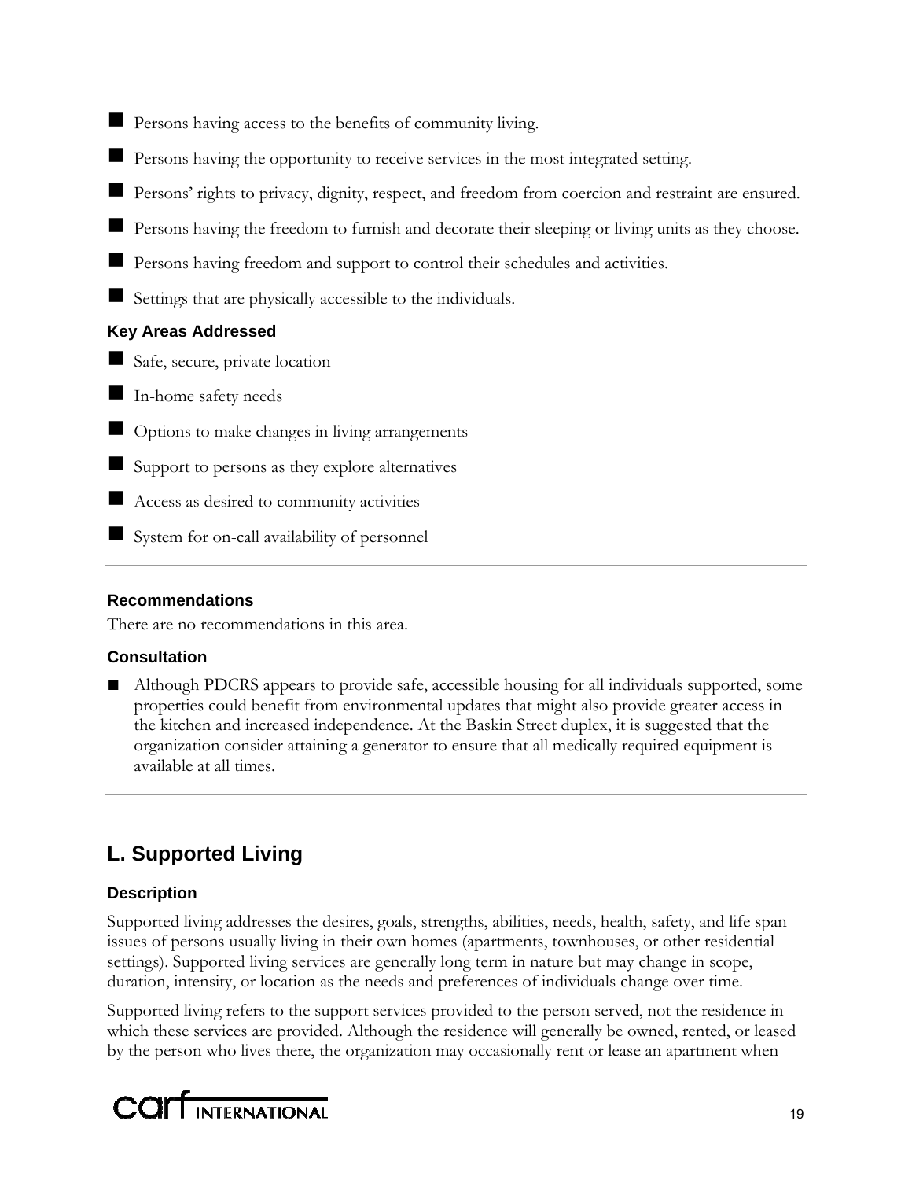- Persons having access to the benefits of community living.
- Persons having the opportunity to receive services in the most integrated setting.
- Persons' rights to privacy, dignity, respect, and freedom from coercion and restraint are ensured.
- Persons having the freedom to furnish and decorate their sleeping or living units as they choose.
- Persons having freedom and support to control their schedules and activities.
- Settings that are physically accessible to the individuals.

### Key Areas Addressed

- Safe, secure, private location
- In-home safety needs
- Options to make changes in living arrangements
- Support to persons as they explore alternatives
- Access as desired to community activities
- System for on-call availability of personnel

---

### Recommendations

There are no recommendations in this area.

### Consultation

- Although PDCRS appears to provide safe, accessible housing for all individuals supported, some properties could benefit from environmental updates that might also provide greater access in the kitchen and increased independence. At the Baskin Street duplex, it is suggested that the organization consider attaining a generator to ensure that all medically required equipment is available at all times.

---

## L. Supported Living

### Description

Supported living addresses the desires, goals, strengths, abilities, needs, health, safety, and life span issues of persons usually living in their own homes (apartments, townhouses, or other residential settings). Supported living services are generally long term in nature but may change in scope, duration, intensity, or location as the needs and preferences of individuals change over time.

Supported living refers to the support services provided to the person served, not the residence in which these services are provided. Although the residence will generally be owned, rented, or leased by the person who lives there, the organization may occasionally rent or lease an apartment when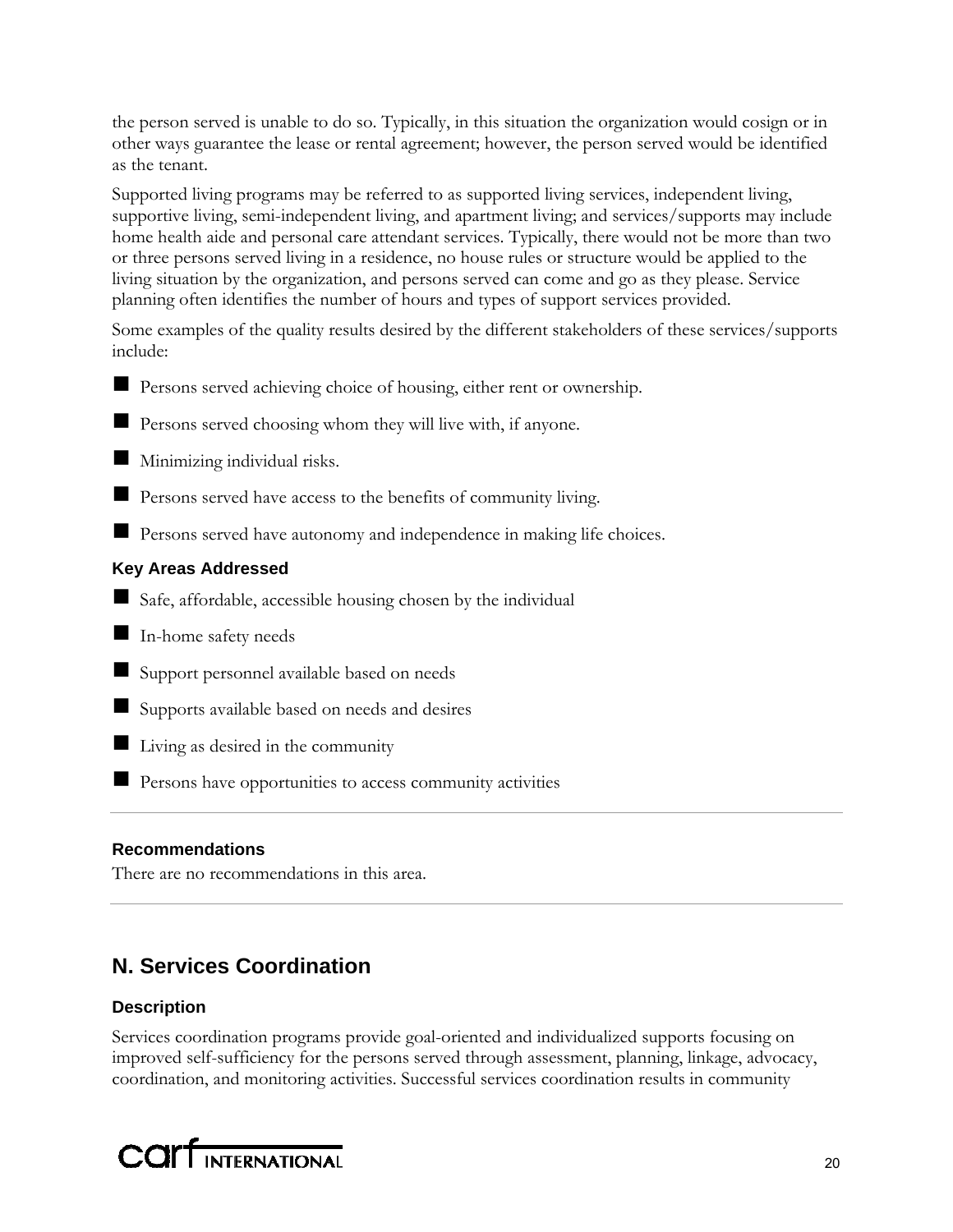the person served is unable to do so. Typically, in this situation the organization would cosign or in other ways guarantee the lease or rental agreement; however, the person served would be identified as the tenant.

Supported living programs may be referred to as supported living services, independent living, supportive living, semi-independent living, and apartment living; and services/supports may include home health aide and personal care attendant services. Typically, there would not be more than two or three persons served living in a residence, no house rules or structure would be applied to the living situation by the organization, and persons served can come and go as they please. Service planning often identifies the number of hours and types of support services provided.

Some examples of the quality results desired by the different stakeholders of these services/supports include:

- Persons served achieving choice of housing, either rent or ownership.
- Persons served choosing whom they will live with, if anyone.
- Minimizing individual risks.
- Persons served have access to the benefits of community living.
- Persons served have autonomy and independence in making life choices.

### Key Areas Addressed

- Safe, affordable, accessible housing chosen by the individual
- In-home safety needs
- Support personnel available based on needs
- Supports available based on needs and desires
- Living as desired in the community
- Persons have opportunities to access community activities

---

### Recommendations

There are no recommendations in this area.

---

## N. Services Coordination

### Description

Services coordination programs provide goal-oriented and individualized supports focusing on improved self-sufficiency for the persons served through assessment, planning, linkage, advocacy, coordination, and monitoring activities. Successful services coordination results in community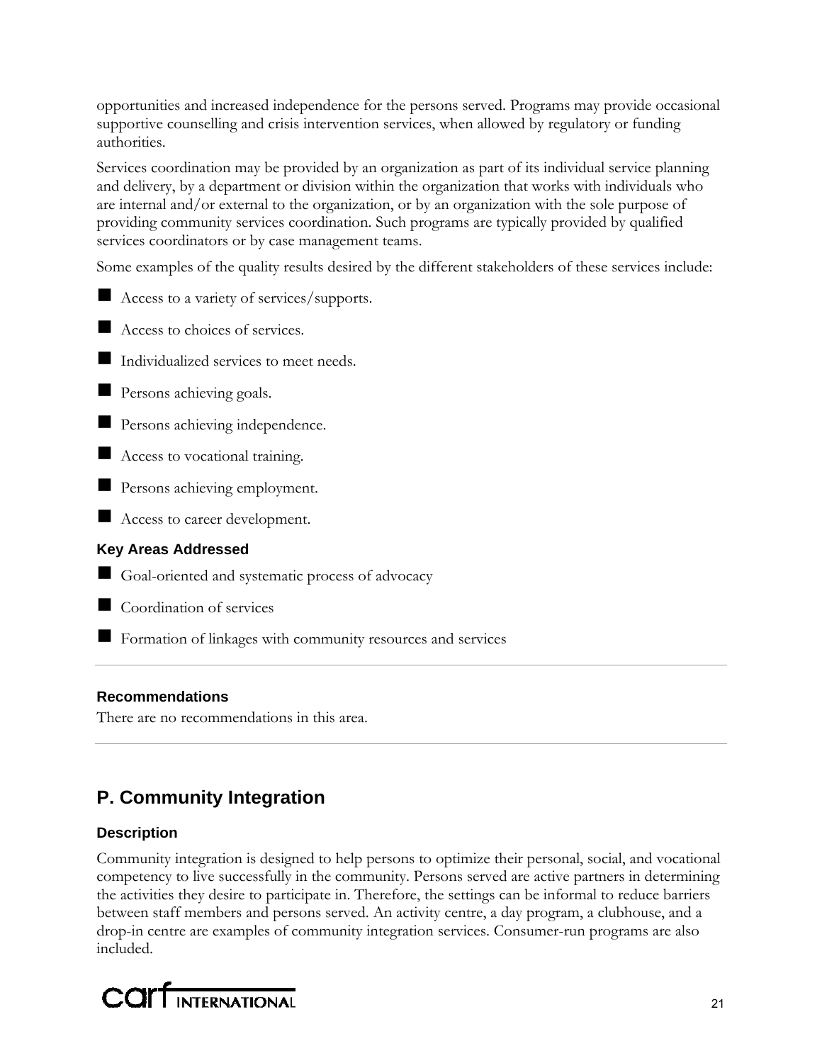opportunities and increased independence for the persons served. Programs may provide occasional supportive counselling and crisis intervention services, when allowed by regulatory or funding authorities.

Services coordination may be provided by an organization as part of its individual service planning and delivery, by a department or division within the organization that works with individuals who are internal and/or external to the organization, or by an organization with the sole purpose of providing community services coordination. Such programs are typically provided by qualified services coordinators or by case management teams.

Some examples of the quality results desired by the different stakeholders of these services include:

- Access to a variety of services/supports.
- Access to choices of services.
- Individualized services to meet needs.
- Persons achieving goals.
- Persons achieving independence.
- Access to vocational training.
- Persons achieving employment.
- Access to career development.

#### Key Areas Addressed

- Goal-oriented and systematic process of advocacy
- Coordination of services
- Formation of linkages with community resources and services

---

#### Recommendations

There are no recommendations in this area.

---

## P. Community Integration

### Description

Community integration is designed to help persons to optimize their personal, social, and vocational competency to live successfully in the community. Persons served are active partners in determining the activities they desire to participate in. Therefore, the settings can be informal to reduce barriers between staff members and persons served. An activity centre, a day program, a clubhouse, and a drop-in centre are examples of community integration services. Consumer-run programs are also included.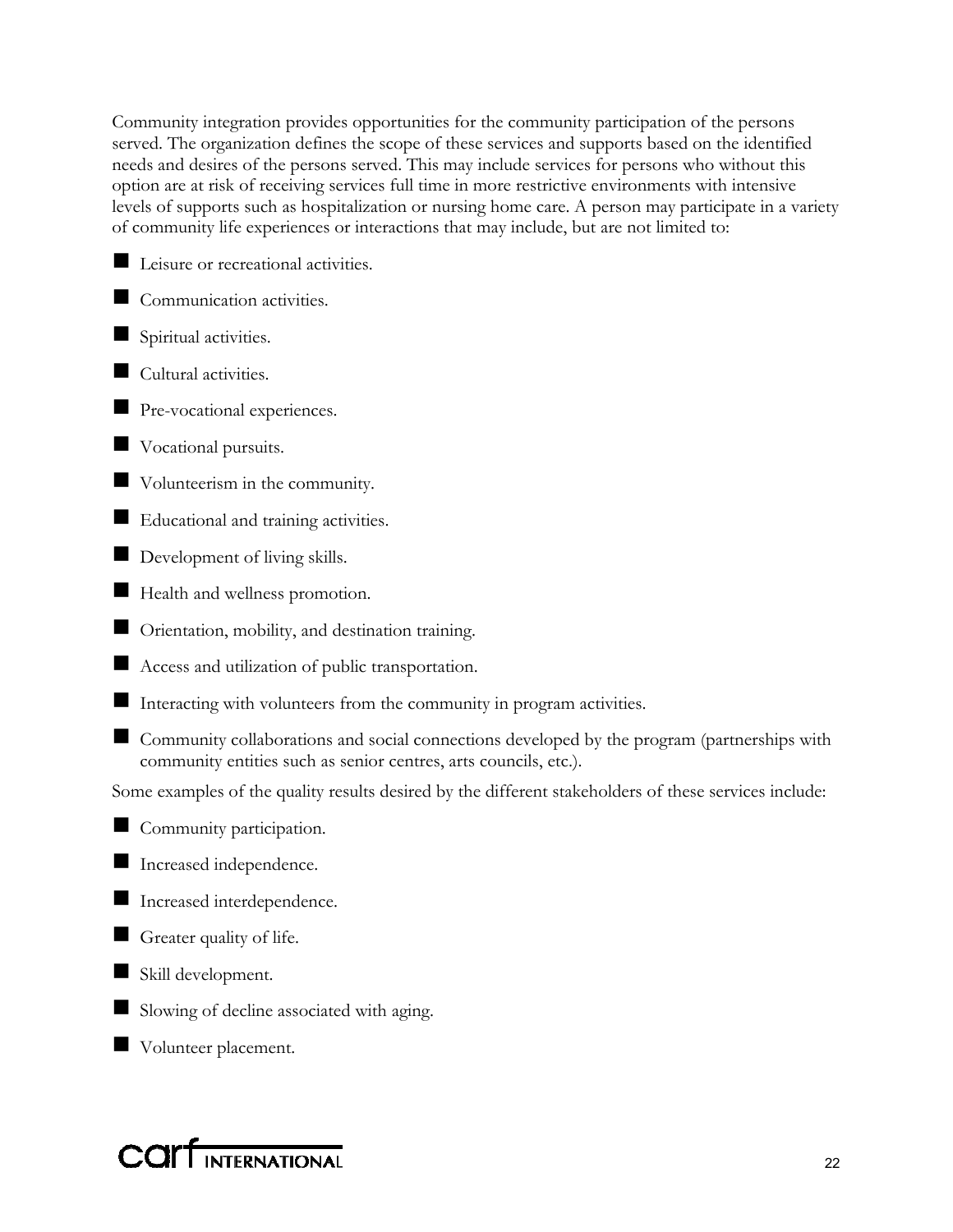Community integration provides opportunities for the community participation of the persons served. The organization defines the scope of these services and supports based on the identified needs and desires of the persons served. This may include services for persons who without this option are at risk of receiving services full time in more restrictive environments with intensive levels of supports such as hospitalization or nursing home care. A person may participate in a variety of community life experiences or interactions that may include, but are not limited to:

- Leisure or recreational activities.
- Communication activities.
- Spiritual activities.
- Cultural activities.
- Pre-vocational experiences.
- Vocational pursuits.
- Volunteerism in the community.
- Educational and training activities.
- Development of living skills.
- Health and wellness promotion.
- Orientation, mobility, and destination training.
- Access and utilization of public transportation.
- Interacting with volunteers from the community in program activities.
- Community collaborations and social connections developed by the program (partnerships with community entities such as senior centres, arts councils, etc.).

Some examples of the quality results desired by the different stakeholders of these services include:

- Community participation.
- Increased independence.
- Increased interdependence.
- Greater quality of life.
- Skill development.
- Slowing of decline associated with aging.
- Volunteer placement.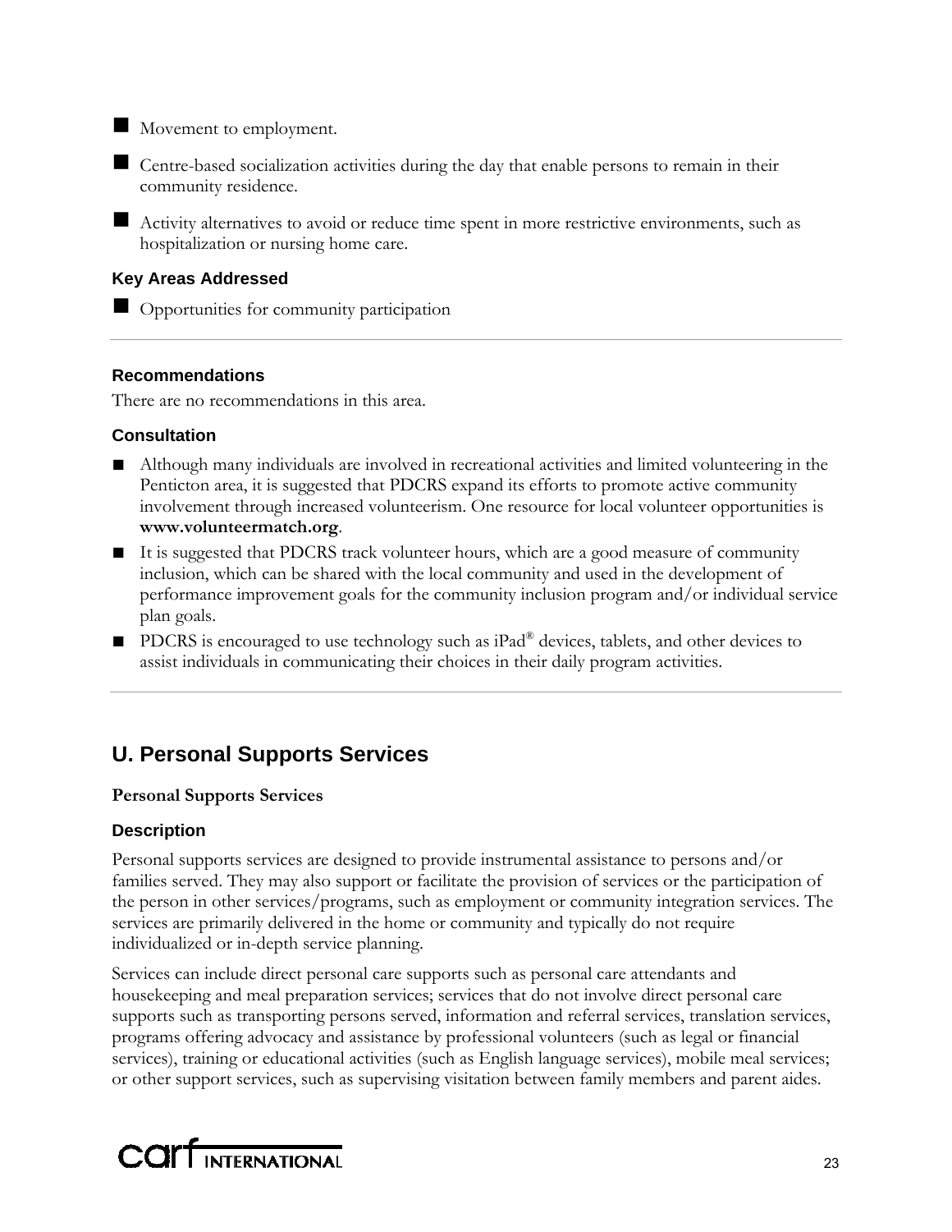- Movement to employment.
- Centre-based socialization activities during the day that enable persons to remain in their community residence.
- Activity alternatives to avoid or reduce time spent in more restrictive environments, such as hospitalization or nursing home care.

### Key Areas Addressed

- Opportunities for community participation

---

### Recommendations

There are no recommendations in this area.

### Consultation

- Although many individuals are involved in recreational activities and limited volunteering in the Penticton area, it is suggested that PDCRS expand its efforts to promote active community involvement through increased volunteerism. One resource for local volunteer opportunities is **www.volunteermatch.org**.
- It is suggested that PDCRS track volunteer hours, which are a good measure of community inclusion, which can be shared with the local community and used in the development of performance improvement goals for the community inclusion program and/or individual service plan goals.
- PDCRS is encouraged to use technology such as iPad® devices, tablets, and other devices to assist individuals in communicating their choices in their daily program activities.

---

## U. Personal Supports Services

**Personal Supports Services**

### Description

Personal supports services are designed to provide instrumental assistance to persons and/or families served. They may also support or facilitate the provision of services or the participation of the person in other services/programs, such as employment or community integration services. The services are primarily delivered in the home or community and typically do not require individualized or in-depth service planning.

Services can include direct personal care supports such as personal care attendants and housekeeping and meal preparation services; services that do not involve direct personal care supports such as transporting persons served, information and referral services, translation services, programs offering advocacy and assistance by professional volunteers (such as legal or financial services), training or educational activities (such as English language services), mobile meal services; or other support services, such as supervising visitation between family members and parent aides.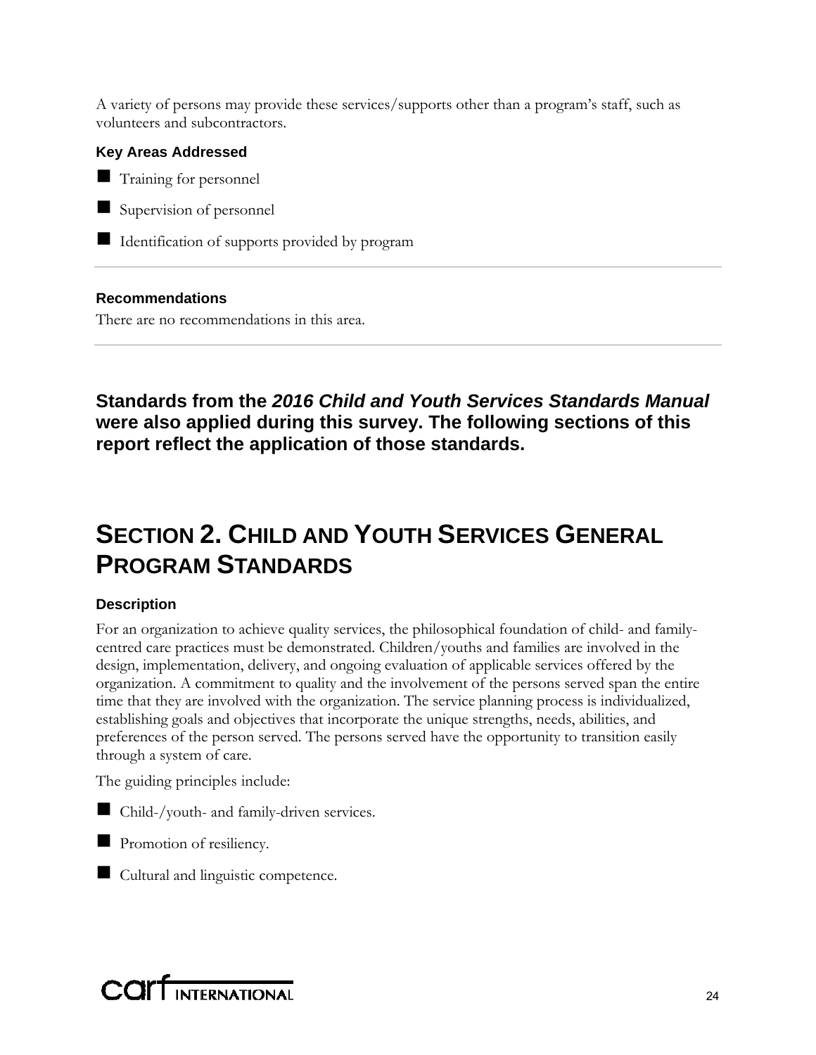A variety of persons may provide these services/supports other than a program's staff, such as volunteers and subcontractors.

**Key Areas Addressed**

- Training for personnel
- Supervision of personnel
- Identification of supports provided by program

---

**Recommendations**

There are no recommendations in this area.

---

**Standards from the *2016 Child and Youth Services Standards Manual* were also applied during this survey. The following sections of this report reflect the application of those standards.**

# SECTION 2. CHILD AND YOUTH SERVICES GENERAL PROGRAM STANDARDS

**Description**

For an organization to achieve quality services, the philosophical foundation of child- and family-centred care practices must be demonstrated. Children/youths and families are involved in the design, implementation, delivery, and ongoing evaluation of applicable services offered by the organization. A commitment to quality and the involvement of the persons served span the entire time that they are involved with the organization. The service planning process is individualized, establishing goals and objectives that incorporate the unique strengths, needs, abilities, and preferences of the person served. The persons served have the opportunity to transition easily through a system of care.

The guiding principles include:

- Child-/youth- and family-driven services.
- Promotion of resiliency.
- Cultural and linguistic competence.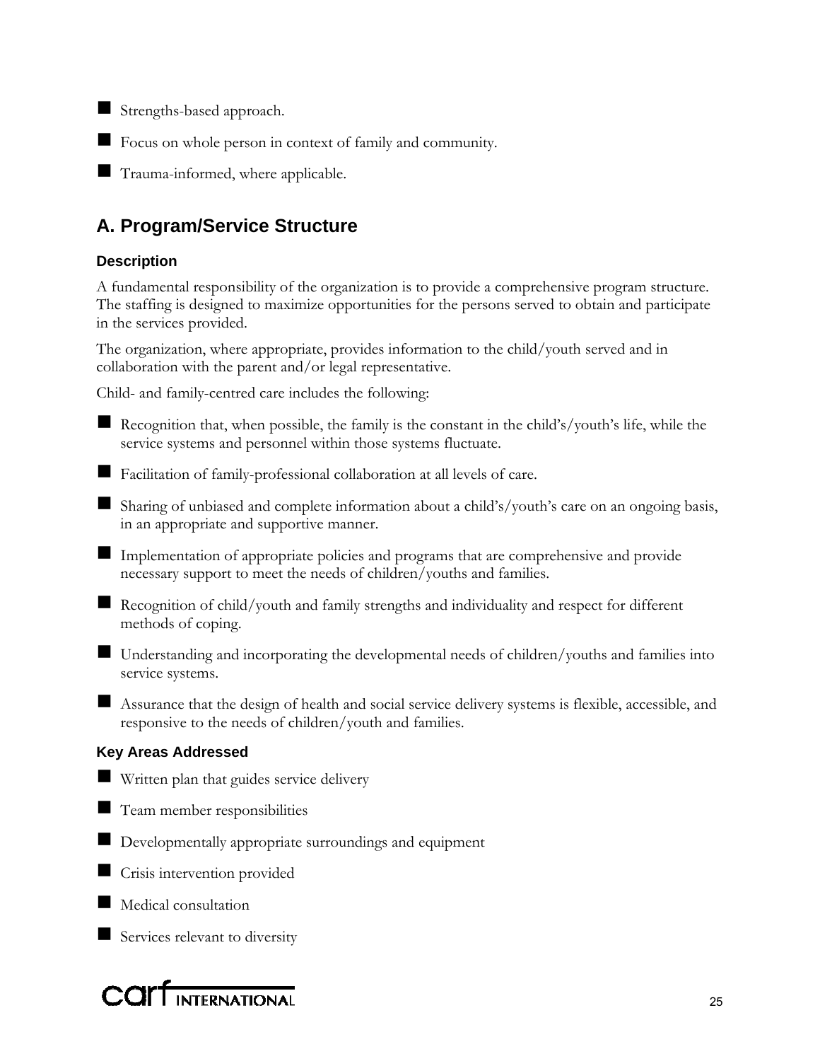- Strengths-based approach.
- Focus on whole person in context of family and community.
- Trauma-informed, where applicable.

## A. Program/Service Structure

### Description

A fundamental responsibility of the organization is to provide a comprehensive program structure. The staffing is designed to maximize opportunities for the persons served to obtain and participate in the services provided.

The organization, where appropriate, provides information to the child/youth served and in collaboration with the parent and/or legal representative.

Child- and family-centred care includes the following:

- Recognition that, when possible, the family is the constant in the child's/youth's life, while the service systems and personnel within those systems fluctuate.
- Facilitation of family-professional collaboration at all levels of care.
- Sharing of unbiased and complete information about a child's/youth's care on an ongoing basis, in an appropriate and supportive manner.
- Implementation of appropriate policies and programs that are comprehensive and provide necessary support to meet the needs of children/youths and families.
- Recognition of child/youth and family strengths and individuality and respect for different methods of coping.
- Understanding and incorporating the developmental needs of children/youths and families into service systems.
- Assurance that the design of health and social service delivery systems is flexible, accessible, and responsive to the needs of children/youth and families.

### Key Areas Addressed

- Written plan that guides service delivery
- Team member responsibilities
- Developmentally appropriate surroundings and equipment
- Crisis intervention provided
- Medical consultation
- Services relevant to diversity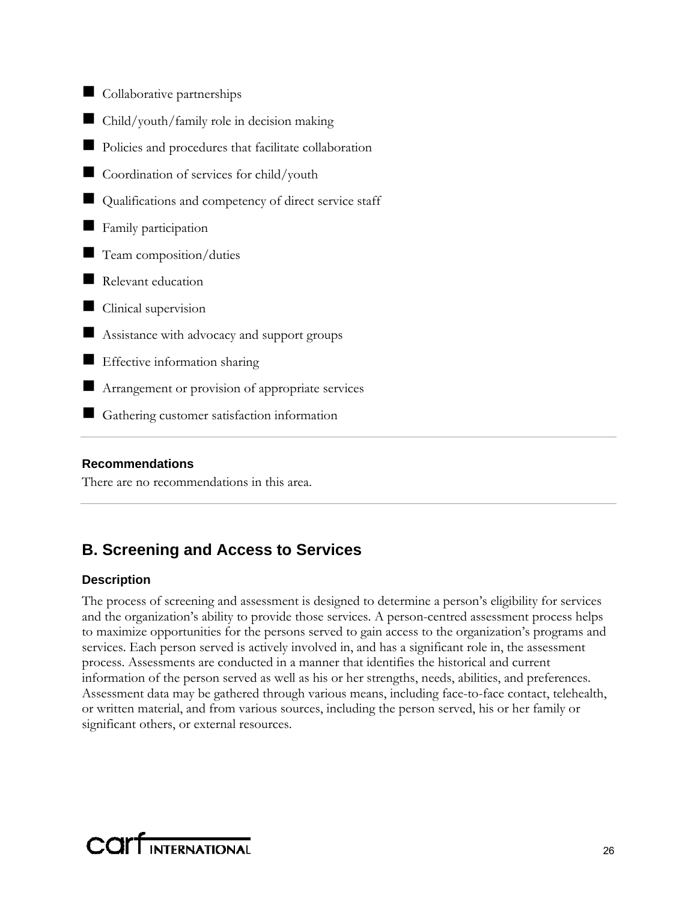- Collaborative partnerships
- Child/youth/family role in decision making
- Policies and procedures that facilitate collaboration
- Coordination of services for child/youth
- Qualifications and competency of direct service staff
- Family participation
- Team composition/duties
- Relevant education
- Clinical supervision
- Assistance with advocacy and support groups
- Effective information sharing
- Arrangement or provision of appropriate services
- Gathering customer satisfaction information

#### Recommendations

There are no recommendations in this area.

## B. Screening and Access to Services

#### Description

The process of screening and assessment is designed to determine a person's eligibility for services and the organization's ability to provide those services. A person-centred assessment process helps to maximize opportunities for the persons served to gain access to the organization's programs and services. Each person served is actively involved in, and has a significant role in, the assessment process. Assessments are conducted in a manner that identifies the historical and current information of the person served as well as his or her strengths, needs, abilities, and preferences. Assessment data may be gathered through various means, including face-to-face contact, telehealth, or written material, and from various sources, including the person served, his or her family or significant others, or external resources.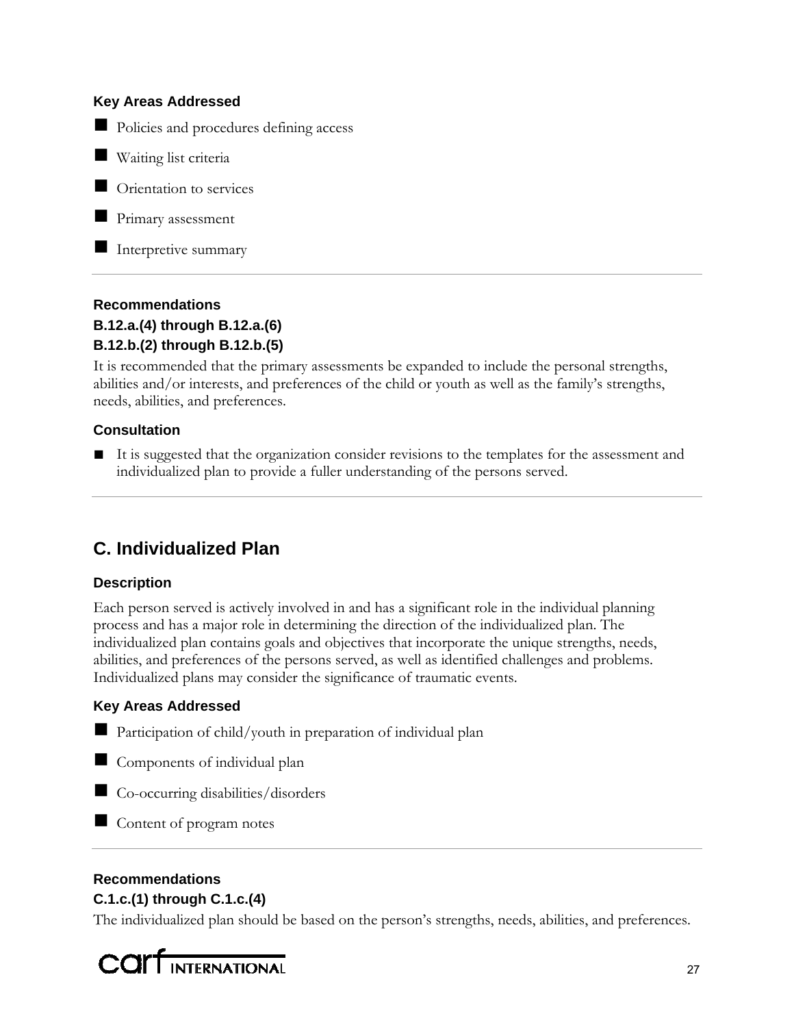#### Key Areas Addressed

- Policies and procedures defining access
- Waiting list criteria
- Orientation to services
- Primary assessment
- Interpretive summary

---

#### Recommendations

**B.12.a.(4) through B.12.a.(6)**

**B.12.b.(2) through B.12.b.(5)**

It is recommended that the primary assessments be expanded to include the personal strengths, abilities and/or interests, and preferences of the child or youth as well as the family's strengths, needs, abilities, and preferences.

#### Consultation

- It is suggested that the organization consider revisions to the templates for the assessment and individualized plan to provide a fuller understanding of the persons served.

---

## C. Individualized Plan

#### Description

Each person served is actively involved in and has a significant role in the individual planning process and has a major role in determining the direction of the individualized plan. The individualized plan contains goals and objectives that incorporate the unique strengths, needs, abilities, and preferences of the persons served, as well as identified challenges and problems. Individualized plans may consider the significance of traumatic events.

#### Key Areas Addressed

- Participation of child/youth in preparation of individual plan
- Components of individual plan
- Co-occurring disabilities/disorders
- Content of program notes

---

#### Recommendations

**C.1.c.(1) through C.1.c.(4)**

The individualized plan should be based on the person's strengths, needs, abilities, and preferences.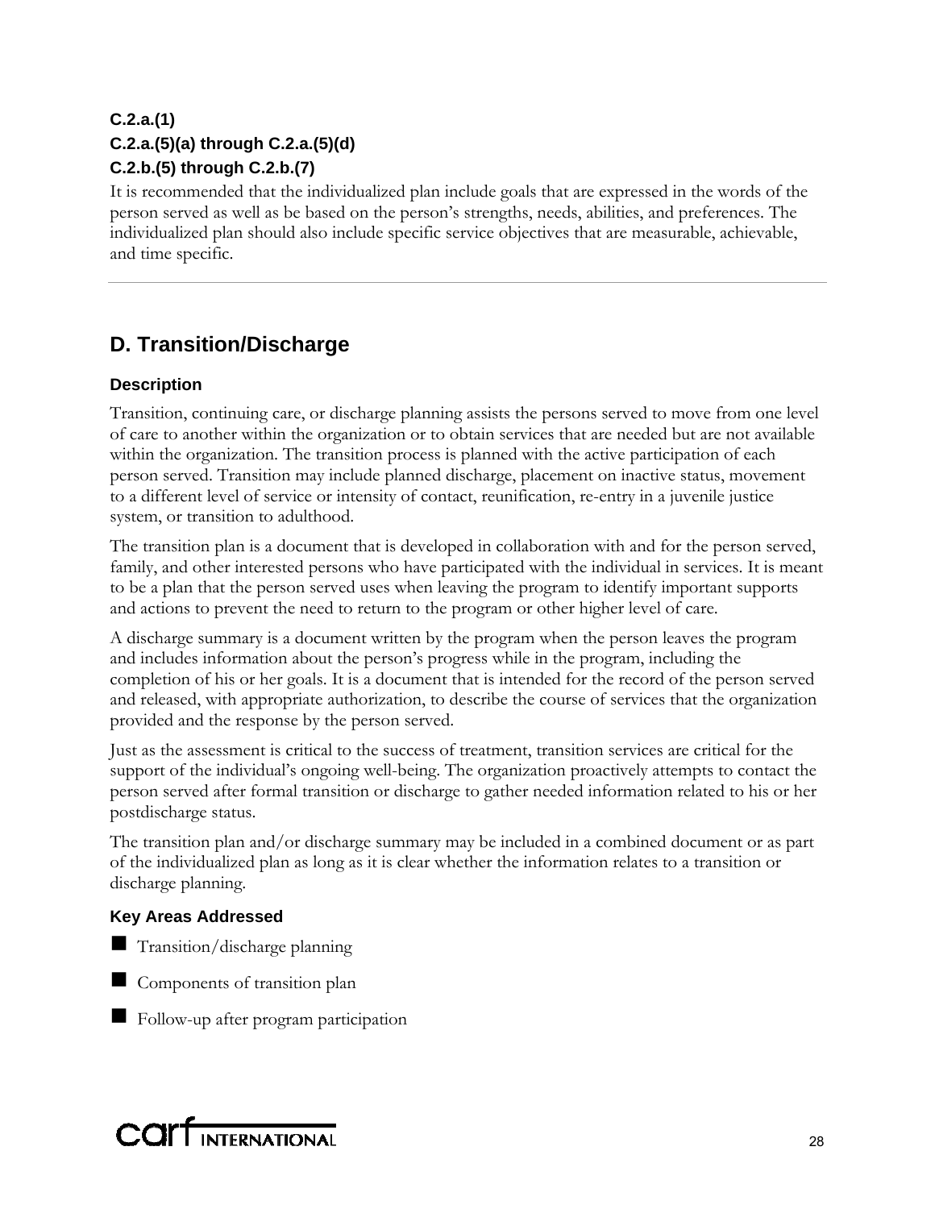**C.2.a.(1)**
**C.2.a.(5)(a) through C.2.a.(5)(d)**
**C.2.b.(5) through C.2.b.(7)**

It is recommended that the individualized plan include goals that are expressed in the words of the person served as well as be based on the person's strengths, needs, abilities, and preferences. The individualized plan should also include specific service objectives that are measurable, achievable, and time specific.

---

## D. Transition/Discharge

### Description

Transition, continuing care, or discharge planning assists the persons served to move from one level of care to another within the organization or to obtain services that are needed but are not available within the organization. The transition process is planned with the active participation of each person served. Transition may include planned discharge, placement on inactive status, movement to a different level of service or intensity of contact, reunification, re-entry in a juvenile justice system, or transition to adulthood.

The transition plan is a document that is developed in collaboration with and for the person served, family, and other interested persons who have participated with the individual in services. It is meant to be a plan that the person served uses when leaving the program to identify important supports and actions to prevent the need to return to the program or other higher level of care.

A discharge summary is a document written by the program when the person leaves the program and includes information about the person's progress while in the program, including the completion of his or her goals. It is a document that is intended for the record of the person served and released, with appropriate authorization, to describe the course of services that the organization provided and the response by the person served.

Just as the assessment is critical to the success of treatment, transition services are critical for the support of the individual's ongoing well-being. The organization proactively attempts to contact the person served after formal transition or discharge to gather needed information related to his or her postdischarge status.

The transition plan and/or discharge summary may be included in a combined document or as part of the individualized plan as long as it is clear whether the information relates to a transition or discharge planning.

### Key Areas Addressed

- Transition/discharge planning
- Components of transition plan
- Follow-up after program participation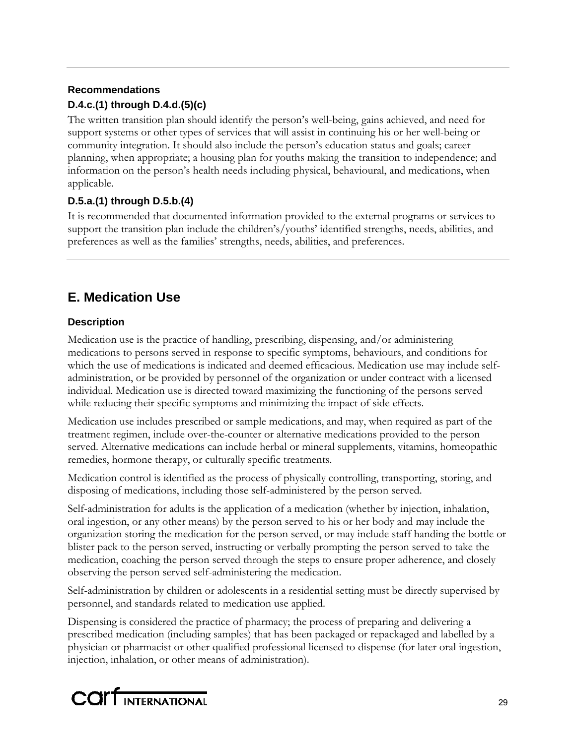### Recommendations

#### D.4.c.(1) through D.4.d.(5)(c)

The written transition plan should identify the person's well-being, gains achieved, and need for support systems or other types of services that will assist in continuing his or her well-being or community integration. It should also include the person's education status and goals; career planning, when appropriate; a housing plan for youths making the transition to independence; and information on the person's health needs including physical, behavioural, and medications, when applicable.

#### D.5.a.(1) through D.5.b.(4)

It is recommended that documented information provided to the external programs or services to support the transition plan include the children's/youths' identified strengths, needs, abilities, and preferences as well as the families' strengths, needs, abilities, and preferences.

## E. Medication Use

### Description

Medication use is the practice of handling, prescribing, dispensing, and/or administering medications to persons served in response to specific symptoms, behaviours, and conditions for which the use of medications is indicated and deemed efficacious. Medication use may include self-administration, or be provided by personnel of the organization or under contract with a licensed individual. Medication use is directed toward maximizing the functioning of the persons served while reducing their specific symptoms and minimizing the impact of side effects.

Medication use includes prescribed or sample medications, and may, when required as part of the treatment regimen, include over-the-counter or alternative medications provided to the person served. Alternative medications can include herbal or mineral supplements, vitamins, homeopathic remedies, hormone therapy, or culturally specific treatments.

Medication control is identified as the process of physically controlling, transporting, storing, and disposing of medications, including those self-administered by the person served.

Self-administration for adults is the application of a medication (whether by injection, inhalation, oral ingestion, or any other means) by the person served to his or her body and may include the organization storing the medication for the person served, or may include staff handing the bottle or blister pack to the person served, instructing or verbally prompting the person served to take the medication, coaching the person served through the steps to ensure proper adherence, and closely observing the person served self-administering the medication.

Self-administration by children or adolescents in a residential setting must be directly supervised by personnel, and standards related to medication use applied.

Dispensing is considered the practice of pharmacy; the process of preparing and delivering a prescribed medication (including samples) that has been packaged or repackaged and labelled by a physician or pharmacist or other qualified professional licensed to dispense (for later oral ingestion, injection, inhalation, or other means of administration).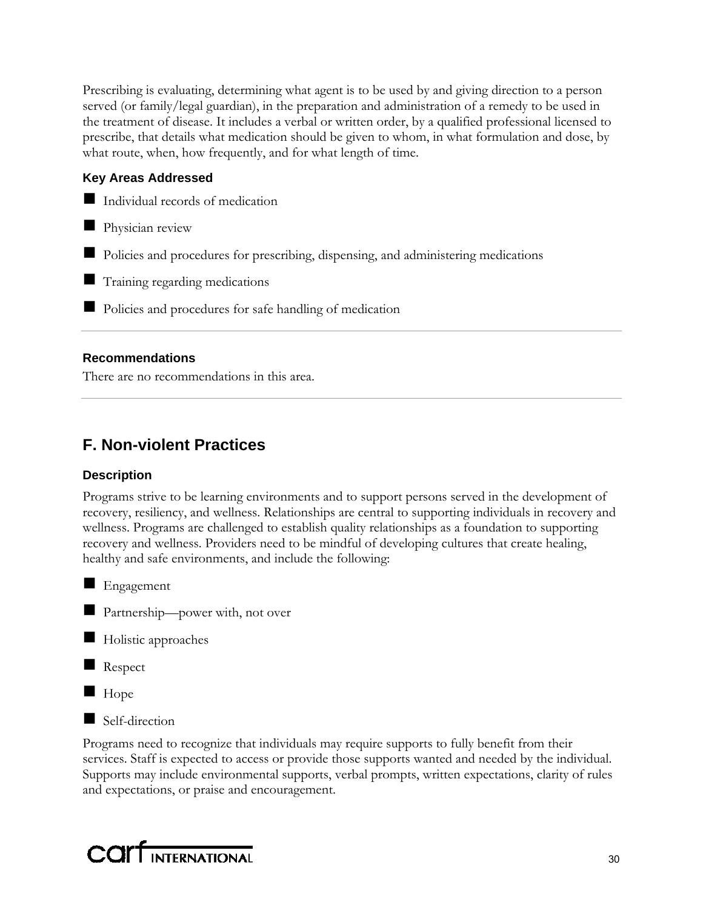Prescribing is evaluating, determining what agent is to be used by and giving direction to a person served (or family/legal guardian), in the preparation and administration of a remedy to be used in the treatment of disease. It includes a verbal or written order, by a qualified professional licensed to prescribe, that details what medication should be given to whom, in what formulation and dose, by what route, when, how frequently, and for what length of time.

### Key Areas Addressed

- Individual records of medication
- Physician review
- Policies and procedures for prescribing, dispensing, and administering medications
- Training regarding medications
- Policies and procedures for safe handling of medication

---

### Recommendations

There are no recommendations in this area.

---

## F. Non-violent Practices

### Description

Programs strive to be learning environments and to support persons served in the development of recovery, resiliency, and wellness. Relationships are central to supporting individuals in recovery and wellness. Programs are challenged to establish quality relationships as a foundation to supporting recovery and wellness. Providers need to be mindful of developing cultures that create healing, healthy and safe environments, and include the following:

- Engagement
- Partnership—power with, not over
- Holistic approaches
- Respect
- Hope
- Self-direction

Programs need to recognize that individuals may require supports to fully benefit from their services. Staff is expected to access or provide those supports wanted and needed by the individual. Supports may include environmental supports, verbal prompts, written expectations, clarity of rules and expectations, or praise and encouragement.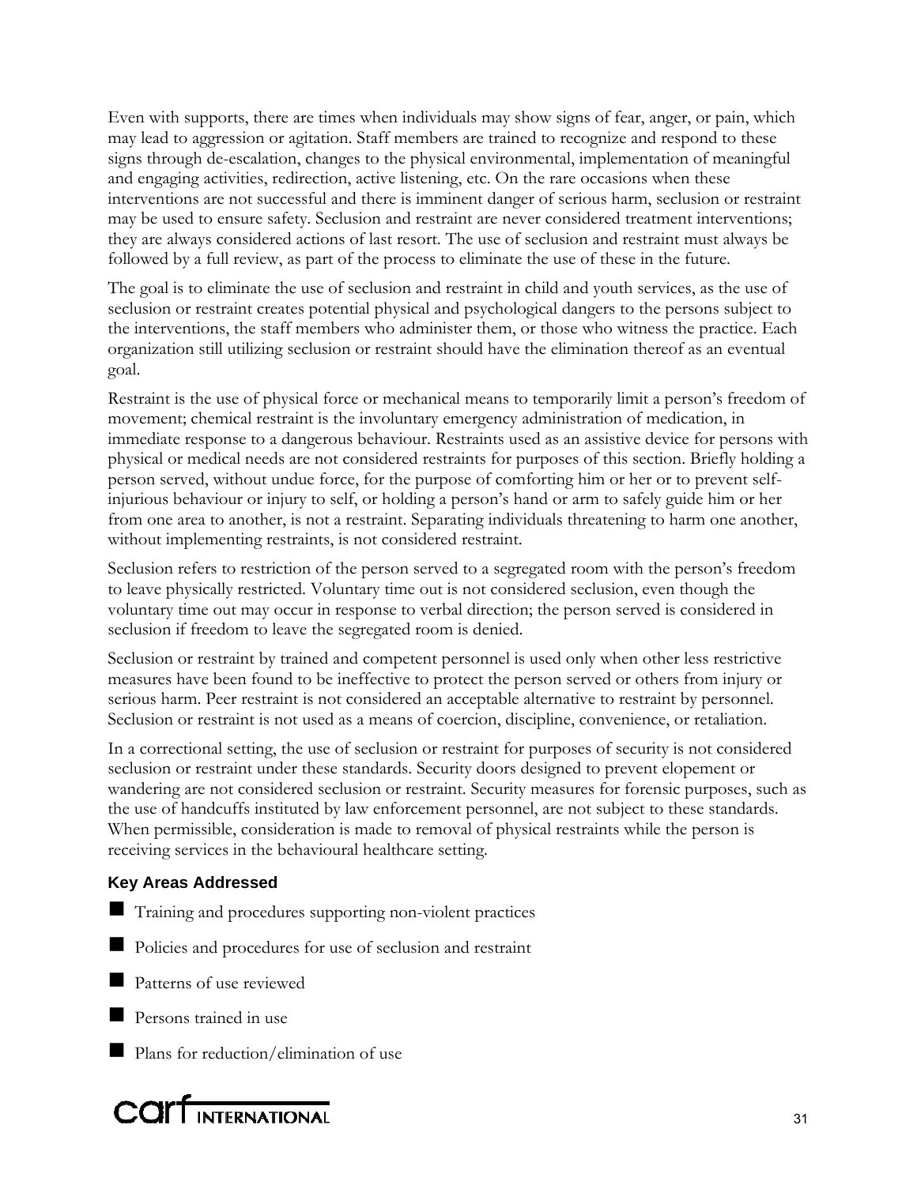Even with supports, there are times when individuals may show signs of fear, anger, or pain, which may lead to aggression or agitation. Staff members are trained to recognize and respond to these signs through de-escalation, changes to the physical environmental, implementation of meaningful and engaging activities, redirection, active listening, etc. On the rare occasions when these interventions are not successful and there is imminent danger of serious harm, seclusion or restraint may be used to ensure safety. Seclusion and restraint are never considered treatment interventions; they are always considered actions of last resort. The use of seclusion and restraint must always be followed by a full review, as part of the process to eliminate the use of these in the future.

The goal is to eliminate the use of seclusion and restraint in child and youth services, as the use of seclusion or restraint creates potential physical and psychological dangers to the persons subject to the interventions, the staff members who administer them, or those who witness the practice. Each organization still utilizing seclusion or restraint should have the elimination thereof as an eventual goal.

Restraint is the use of physical force or mechanical means to temporarily limit a person's freedom of movement; chemical restraint is the involuntary emergency administration of medication, in immediate response to a dangerous behaviour. Restraints used as an assistive device for persons with physical or medical needs are not considered restraints for purposes of this section. Briefly holding a person served, without undue force, for the purpose of comforting him or her or to prevent self-injurious behaviour or injury to self, or holding a person's hand or arm to safely guide him or her from one area to another, is not a restraint. Separating individuals threatening to harm one another, without implementing restraints, is not considered restraint.

Seclusion refers to restriction of the person served to a segregated room with the person's freedom to leave physically restricted. Voluntary time out is not considered seclusion, even though the voluntary time out may occur in response to verbal direction; the person served is considered in seclusion if freedom to leave the segregated room is denied.

Seclusion or restraint by trained and competent personnel is used only when other less restrictive measures have been found to be ineffective to protect the person served or others from injury or serious harm. Peer restraint is not considered an acceptable alternative to restraint by personnel. Seclusion or restraint is not used as a means of coercion, discipline, convenience, or retaliation.

In a correctional setting, the use of seclusion or restraint for purposes of security is not considered seclusion or restraint under these standards. Security doors designed to prevent elopement or wandering are not considered seclusion or restraint. Security measures for forensic purposes, such as the use of handcuffs instituted by law enforcement personnel, are not subject to these standards. When permissible, consideration is made to removal of physical restraints while the person is receiving services in the behavioural healthcare setting.

### Key Areas Addressed

- Training and procedures supporting non-violent practices
- Policies and procedures for use of seclusion and restraint
- Patterns of use reviewed
- Persons trained in use
- Plans for reduction/elimination of use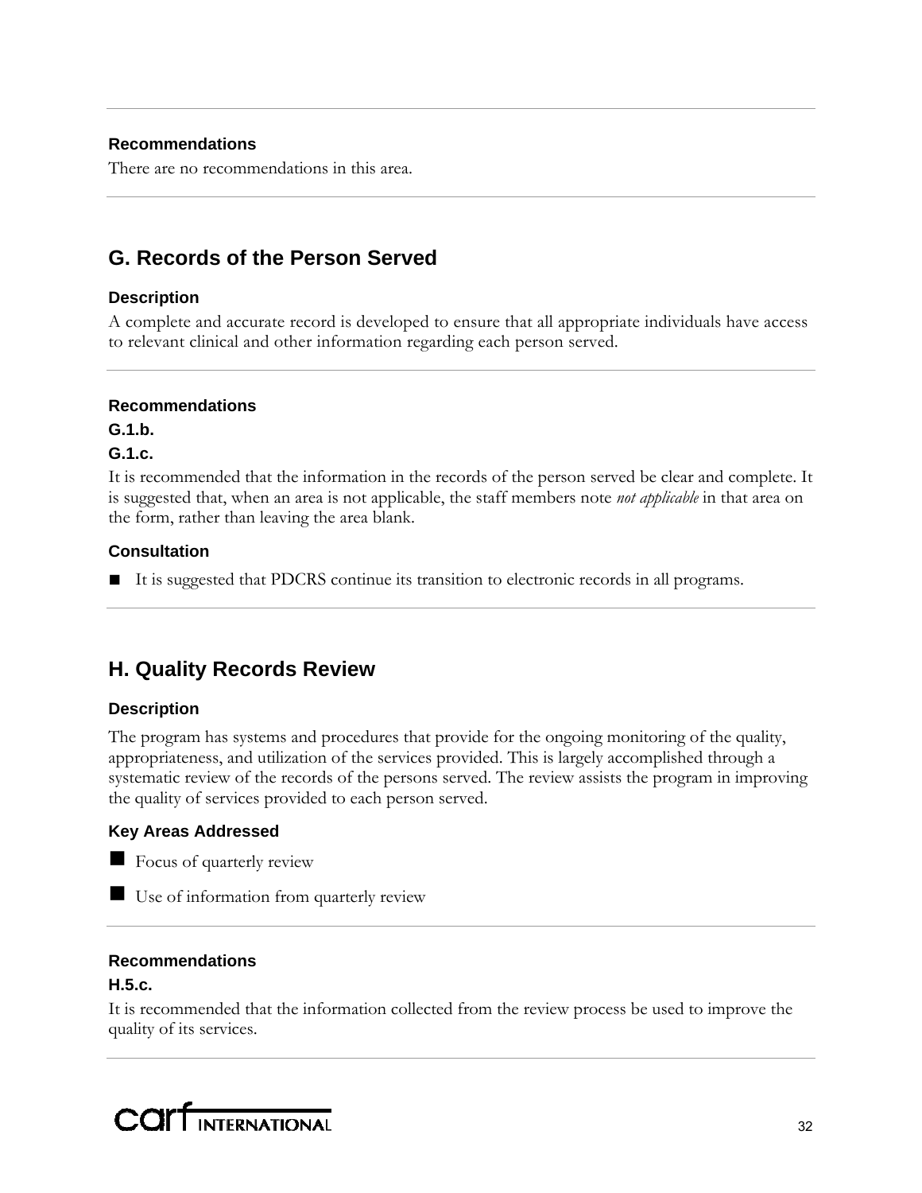#### Recommendations

There are no recommendations in this area.

## G. Records of the Person Served

#### Description

A complete and accurate record is developed to ensure that all appropriate individuals have access to relevant clinical and other information regarding each person served.

#### Recommendations

**G.1.b.**

**G.1.c.**

It is recommended that the information in the records of the person served be clear and complete. It is suggested that, when an area is not applicable, the staff members note *not applicable* in that area on the form, rather than leaving the area blank.

#### Consultation

- It is suggested that PDCRS continue its transition to electronic records in all programs.

## H. Quality Records Review

#### Description

The program has systems and procedures that provide for the ongoing monitoring of the quality, appropriateness, and utilization of the services provided. This is largely accomplished through a systematic review of the records of the persons served. The review assists the program in improving the quality of services provided to each person served.

#### Key Areas Addressed

- Focus of quarterly review
- Use of information from quarterly review

#### Recommendations

**H.5.c.**

It is recommended that the information collected from the review process be used to improve the quality of its services.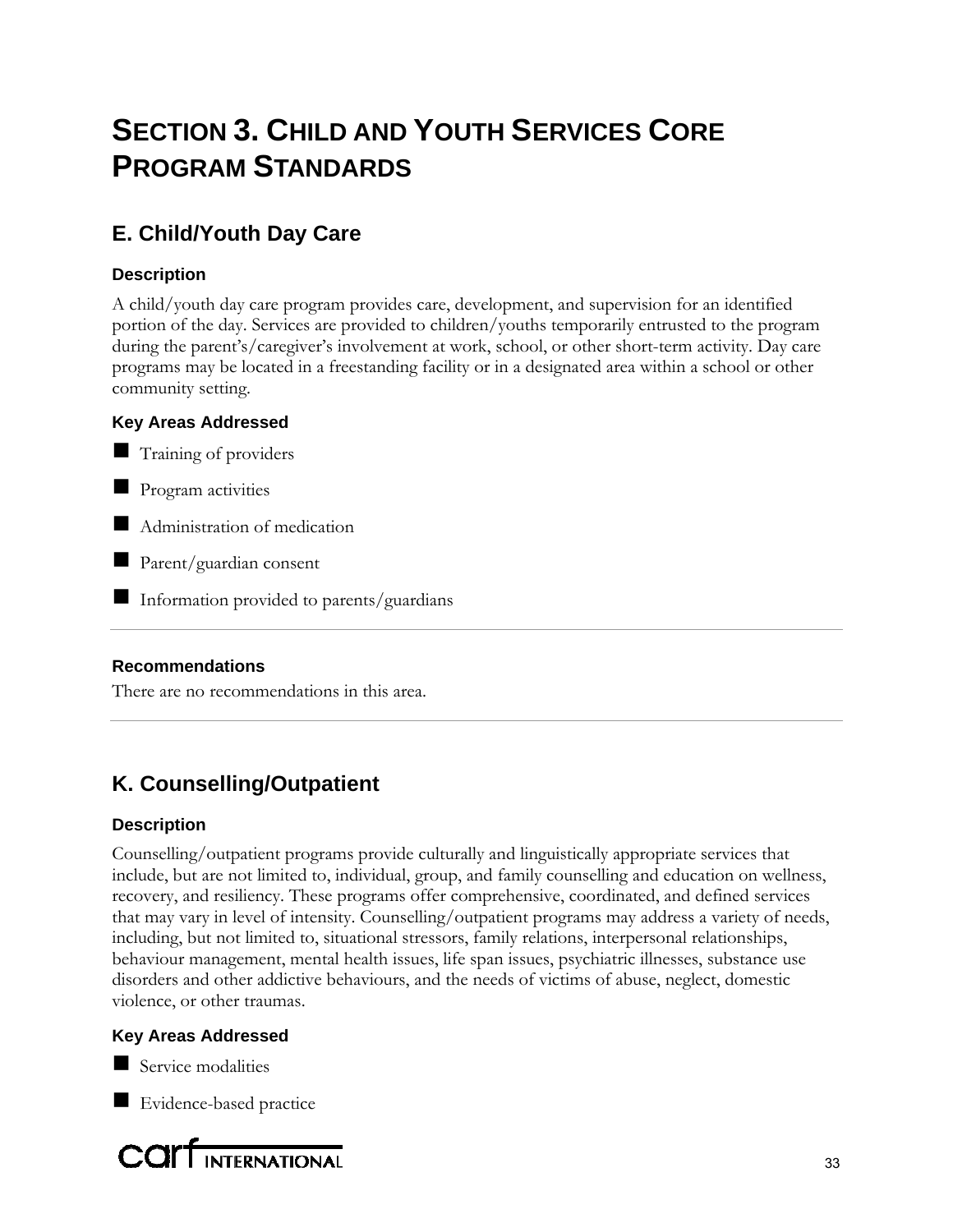# SECTION 3. CHILD AND YOUTH SERVICES CORE PROGRAM STANDARDS

## E. Child/Youth Day Care

### Description

A child/youth day care program provides care, development, and supervision for an identified portion of the day. Services are provided to children/youths temporarily entrusted to the program during the parent's/caregiver's involvement at work, school, or other short-term activity. Day care programs may be located in a freestanding facility or in a designated area within a school or other community setting.

### Key Areas Addressed

- Training of providers
- Program activities
- Administration of medication
- Parent/guardian consent
- Information provided to parents/guardians

---

### Recommendations

There are no recommendations in this area.

---

## K. Counselling/Outpatient

### Description

Counselling/outpatient programs provide culturally and linguistically appropriate services that include, but are not limited to, individual, group, and family counselling and education on wellness, recovery, and resiliency. These programs offer comprehensive, coordinated, and defined services that may vary in level of intensity. Counselling/outpatient programs may address a variety of needs, including, but not limited to, situational stressors, family relations, interpersonal relationships, behaviour management, mental health issues, life span issues, psychiatric illnesses, substance use disorders and other addictive behaviours, and the needs of victims of abuse, neglect, domestic violence, or other traumas.

### Key Areas Addressed

- Service modalities
- Evidence-based practice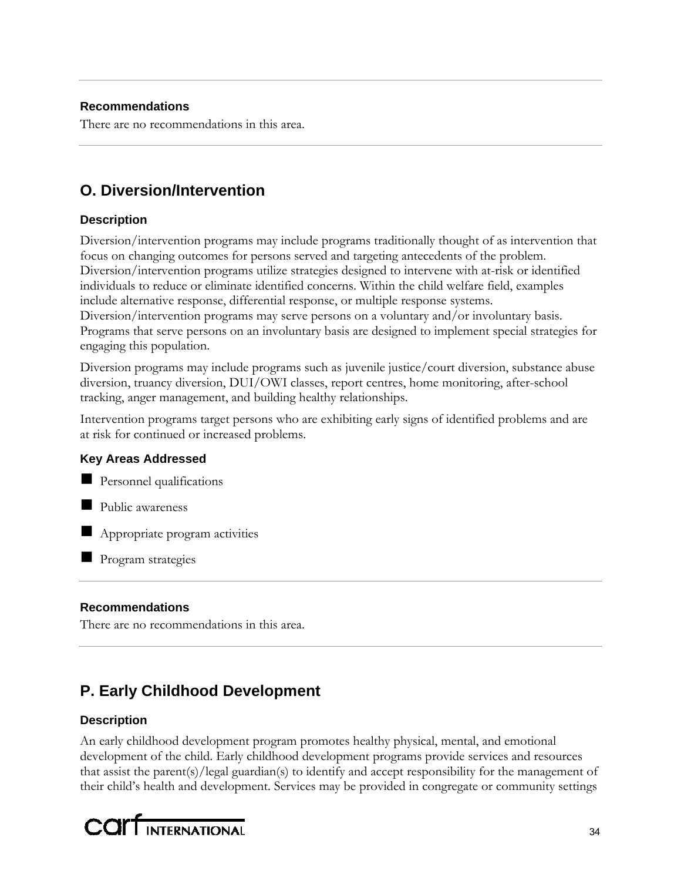### Recommendations

There are no recommendations in this area.

## O. Diversion/Intervention

### Description

Diversion/intervention programs may include programs traditionally thought of as intervention that focus on changing outcomes for persons served and targeting antecedents of the problem. Diversion/intervention programs utilize strategies designed to intervene with at-risk or identified individuals to reduce or eliminate identified concerns. Within the child welfare field, examples include alternative response, differential response, or multiple response systems. Diversion/intervention programs may serve persons on a voluntary and/or involuntary basis. Programs that serve persons on an involuntary basis are designed to implement special strategies for engaging this population.

Diversion programs may include programs such as juvenile justice/court diversion, substance abuse diversion, truancy diversion, DUI/OWI classes, report centres, home monitoring, after-school tracking, anger management, and building healthy relationships.

Intervention programs target persons who are exhibiting early signs of identified problems and are at risk for continued or increased problems.

### Key Areas Addressed

- Personnel qualifications
- Public awareness
- Appropriate program activities
- Program strategies

### Recommendations

There are no recommendations in this area.

## P. Early Childhood Development

### Description

An early childhood development program promotes healthy physical, mental, and emotional development of the child. Early childhood development programs provide services and resources that assist the parent(s)/legal guardian(s) to identify and accept responsibility for the management of their child's health and development. Services may be provided in congregate or community settings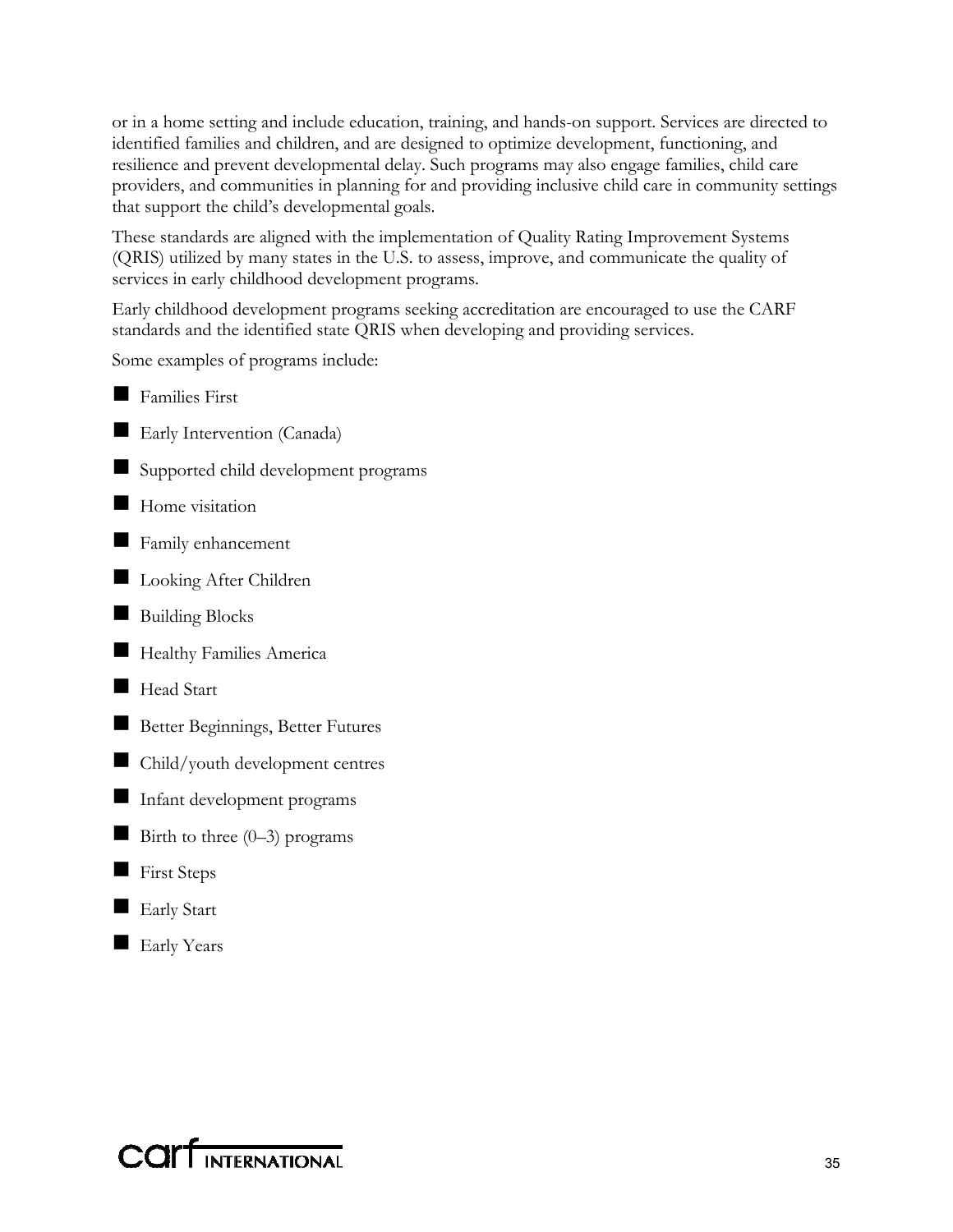or in a home setting and include education, training, and hands-on support. Services are directed to identified families and children, and are designed to optimize development, functioning, and resilience and prevent developmental delay. Such programs may also engage families, child care providers, and communities in planning for and providing inclusive child care in community settings that support the child's developmental goals.

These standards are aligned with the implementation of Quality Rating Improvement Systems (QRIS) utilized by many states in the U.S. to assess, improve, and communicate the quality of services in early childhood development programs.

Early childhood development programs seeking accreditation are encouraged to use the CARF standards and the identified state QRIS when developing and providing services.

Some examples of programs include:

- Families First
- Early Intervention (Canada)
- Supported child development programs
- Home visitation
- Family enhancement
- Looking After Children
- Building Blocks
- Healthy Families America
- Head Start
- Better Beginnings, Better Futures
- Child/youth development centres
- Infant development programs
- Birth to three (0–3) programs
- First Steps
- Early Start
- Early Years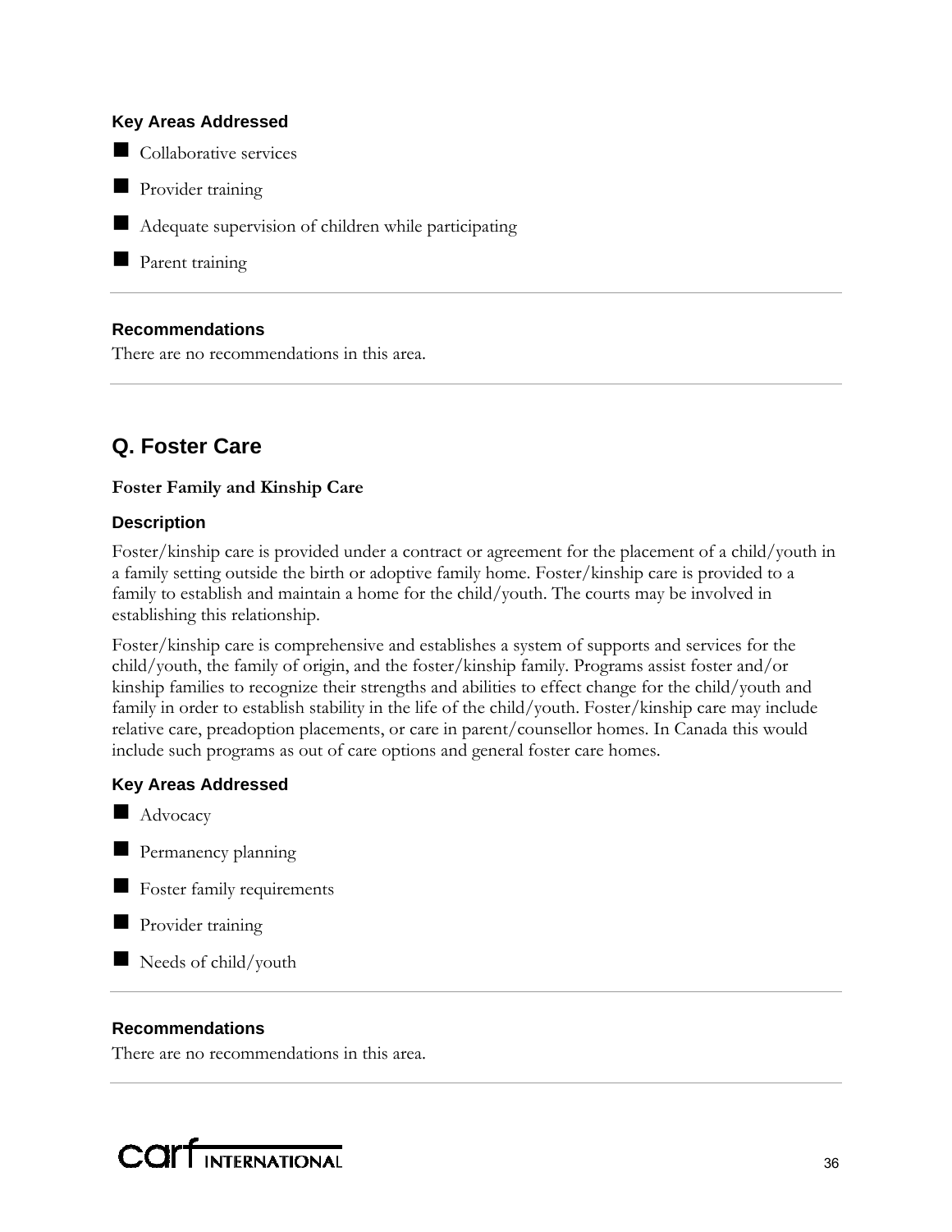### Key Areas Addressed

- Collaborative services
- Provider training
- Adequate supervision of children while participating
- Parent training

---

### Recommendations

There are no recommendations in this area.

---

## Q. Foster Care

**Foster Family and Kinship Care**

### Description

Foster/kinship care is provided under a contract or agreement for the placement of a child/youth in a family setting outside the birth or adoptive family home. Foster/kinship care is provided to a family to establish and maintain a home for the child/youth. The courts may be involved in establishing this relationship.

Foster/kinship care is comprehensive and establishes a system of supports and services for the child/youth, the family of origin, and the foster/kinship family. Programs assist foster and/or kinship families to recognize their strengths and abilities to effect change for the child/youth and family in order to establish stability in the life of the child/youth. Foster/kinship care may include relative care, preadoption placements, or care in parent/counsellor homes. In Canada this would include such programs as out of care options and general foster care homes.

### Key Areas Addressed

- Advocacy
- Permanency planning
- Foster family requirements
- Provider training
- Needs of child/youth

---

### Recommendations

There are no recommendations in this area.

---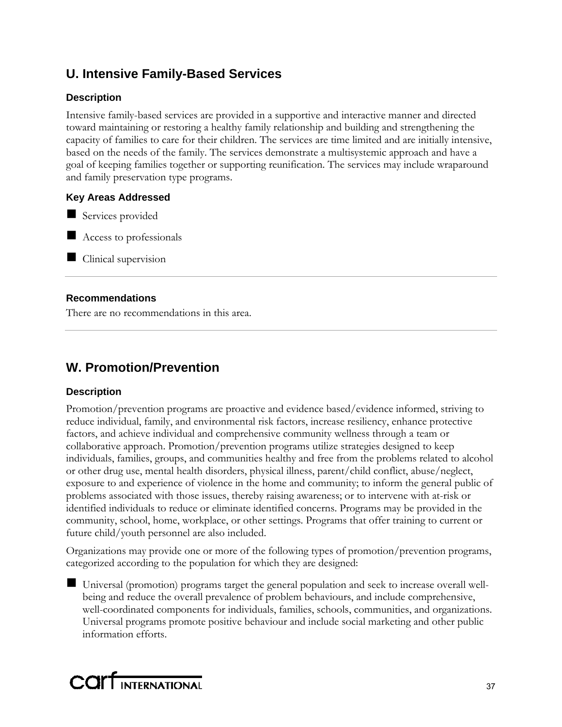## U. Intensive Family-Based Services

### Description

Intensive family-based services are provided in a supportive and interactive manner and directed toward maintaining or restoring a healthy family relationship and building and strengthening the capacity of families to care for their children. The services are time limited and are initially intensive, based on the needs of the family. The services demonstrate a multisystemic approach and have a goal of keeping families together or supporting reunification. The services may include wraparound and family preservation type programs.

### Key Areas Addressed

- Services provided
- Access to professionals
- Clinical supervision

---

### Recommendations

There are no recommendations in this area.

---

## W. Promotion/Prevention

### Description

Promotion/prevention programs are proactive and evidence based/evidence informed, striving to reduce individual, family, and environmental risk factors, increase resiliency, enhance protective factors, and achieve individual and comprehensive community wellness through a team or collaborative approach. Promotion/prevention programs utilize strategies designed to keep individuals, families, groups, and communities healthy and free from the problems related to alcohol or other drug use, mental health disorders, physical illness, parent/child conflict, abuse/neglect, exposure to and experience of violence in the home and community; to inform the general public of problems associated with those issues, thereby raising awareness; or to intervene with at-risk or identified individuals to reduce or eliminate identified concerns. Programs may be provided in the community, school, home, workplace, or other settings. Programs that offer training to current or future child/youth personnel are also included.

Organizations may provide one or more of the following types of promotion/prevention programs, categorized according to the population for which they are designed:

- Universal (promotion) programs target the general population and seek to increase overall well-being and reduce the overall prevalence of problem behaviours, and include comprehensive, well-coordinated components for individuals, families, schools, communities, and organizations. Universal programs promote positive behaviour and include social marketing and other public information efforts.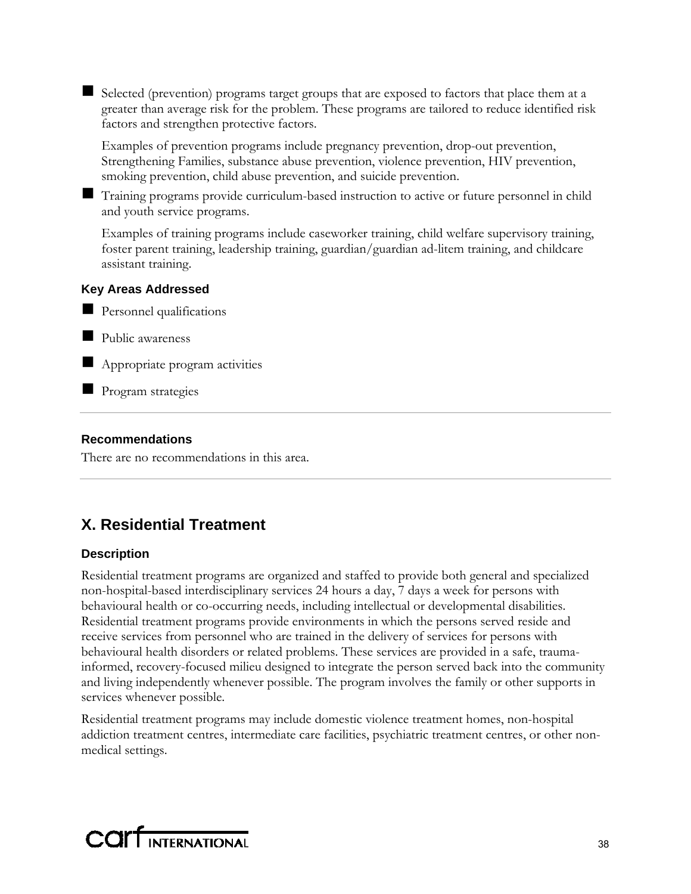- Selected (prevention) programs target groups that are exposed to factors that place them at a greater than average risk for the problem. These programs are tailored to reduce identified risk factors and strengthen protective factors.

  Examples of prevention programs include pregnancy prevention, drop-out prevention, Strengthening Families, substance abuse prevention, violence prevention, HIV prevention, smoking prevention, child abuse prevention, and suicide prevention.

- Training programs provide curriculum-based instruction to active or future personnel in child and youth service programs.

  Examples of training programs include caseworker training, child welfare supervisory training, foster parent training, leadership training, guardian/guardian ad-litem training, and childcare assistant training.

### Key Areas Addressed

- Personnel qualifications
- Public awareness
- Appropriate program activities
- Program strategies

---

### Recommendations

There are no recommendations in this area.

---

## X. Residential Treatment

### Description

Residential treatment programs are organized and staffed to provide both general and specialized non-hospital-based interdisciplinary services 24 hours a day, 7 days a week for persons with behavioural health or co-occurring needs, including intellectual or developmental disabilities. Residential treatment programs provide environments in which the persons served reside and receive services from personnel who are trained in the delivery of services for persons with behavioural health disorders or related problems. These services are provided in a safe, trauma-informed, recovery-focused milieu designed to integrate the person served back into the community and living independently whenever possible. The program involves the family or other supports in services whenever possible.

Residential treatment programs may include domestic violence treatment homes, non-hospital addiction treatment centres, intermediate care facilities, psychiatric treatment centres, or other non-medical settings.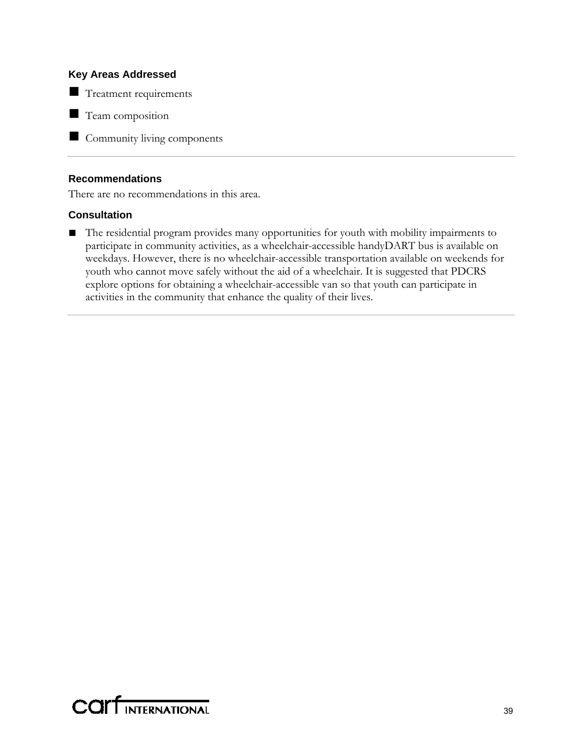### Key Areas Addressed

- Treatment requirements
- Team composition
- Community living components

---

### Recommendations

There are no recommendations in this area.

### Consultation

- The residential program provides many opportunities for youth with mobility impairments to participate in community activities, as a wheelchair-accessible handyDART bus is available on weekdays. However, there is no wheelchair-accessible transportation available on weekends for youth who cannot move safely without the aid of a wheelchair. It is suggested that PDCRS explore options for obtaining a wheelchair-accessible van so that youth can participate in activities in the community that enhance the quality of their lives.

---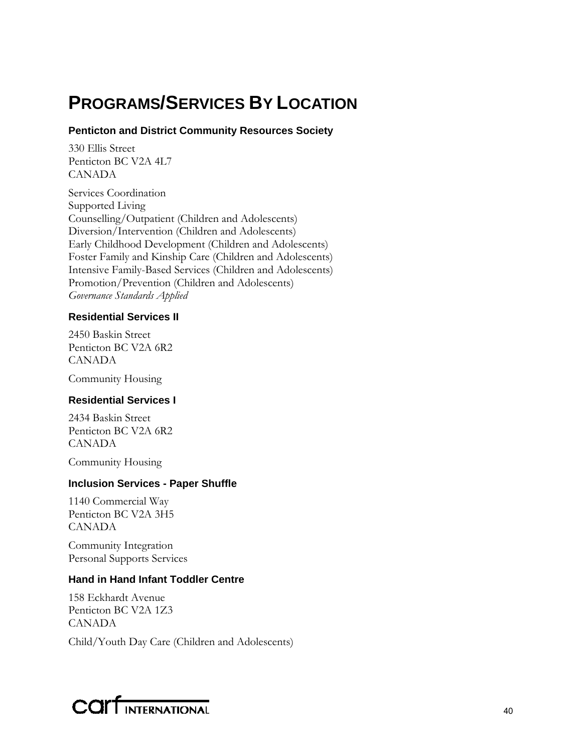# PROGRAMS/SERVICES BY LOCATION

### Penticton and District Community Resources Society

330 Ellis Street
Penticton BC V2A 4L7
CANADA

Services Coordination
Supported Living
Counselling/Outpatient (Children and Adolescents)
Diversion/Intervention (Children and Adolescents)
Early Childhood Development (Children and Adolescents)
Foster Family and Kinship Care (Children and Adolescents)
Intensive Family-Based Services (Children and Adolescents)
Promotion/Prevention (Children and Adolescents)
*Governance Standards Applied*

### Residential Services II

2450 Baskin Street
Penticton BC V2A 6R2
CANADA

Community Housing

### Residential Services I

2434 Baskin Street
Penticton BC V2A 6R2
CANADA

Community Housing

### Inclusion Services - Paper Shuffle

1140 Commercial Way
Penticton BC V2A 3H5
CANADA

Community Integration
Personal Supports Services

### Hand in Hand Infant Toddler Centre

158 Eckhardt Avenue
Penticton BC V2A 1Z3
CANADA

Child/Youth Day Care (Children and Adolescents)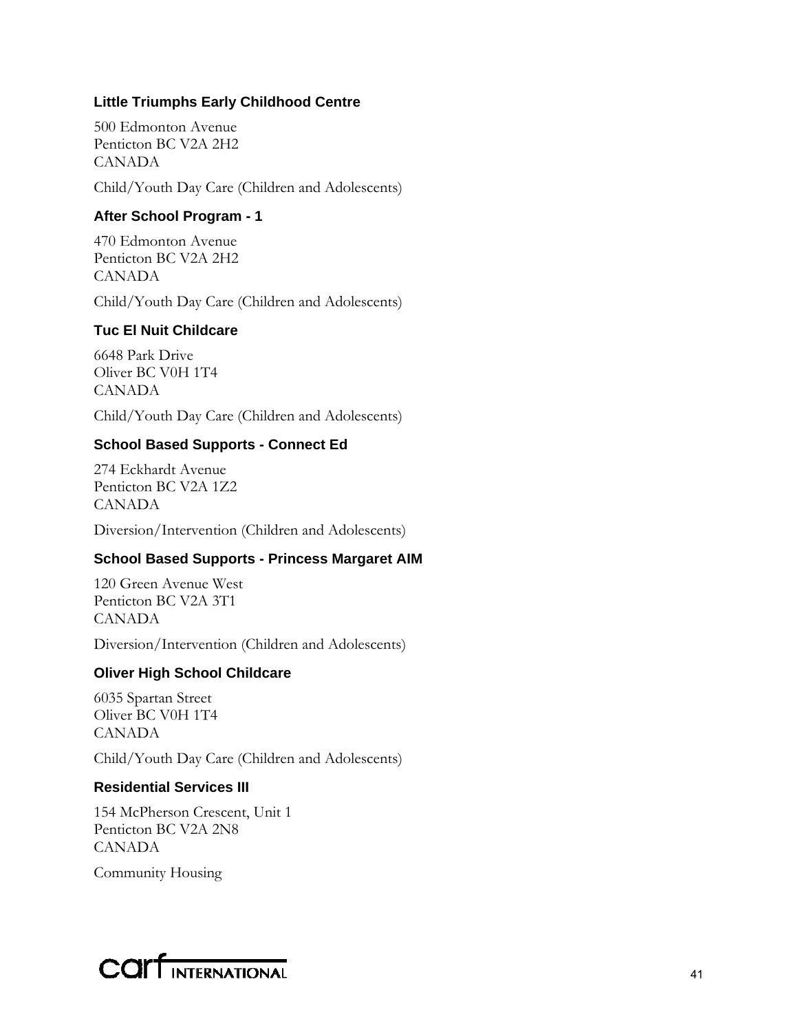### Little Triumphs Early Childhood Centre

500 Edmonton Avenue
Penticton BC V2A 2H2
CANADA

Child/Youth Day Care (Children and Adolescents)

### After School Program - 1

470 Edmonton Avenue
Penticton BC V2A 2H2
CANADA

Child/Youth Day Care (Children and Adolescents)

### Tuc El Nuit Childcare

6648 Park Drive
Oliver BC V0H 1T4
CANADA

Child/Youth Day Care (Children and Adolescents)

### School Based Supports - Connect Ed

274 Eckhardt Avenue
Penticton BC V2A 1Z2
CANADA

Diversion/Intervention (Children and Adolescents)

### School Based Supports - Princess Margaret AIM

120 Green Avenue West
Penticton BC V2A 3T1
CANADA

Diversion/Intervention (Children and Adolescents)

### Oliver High School Childcare

6035 Spartan Street
Oliver BC V0H 1T4
CANADA

Child/Youth Day Care (Children and Adolescents)

### Residential Services III

154 McPherson Crescent, Unit 1
Penticton BC V2A 2N8
CANADA

Community Housing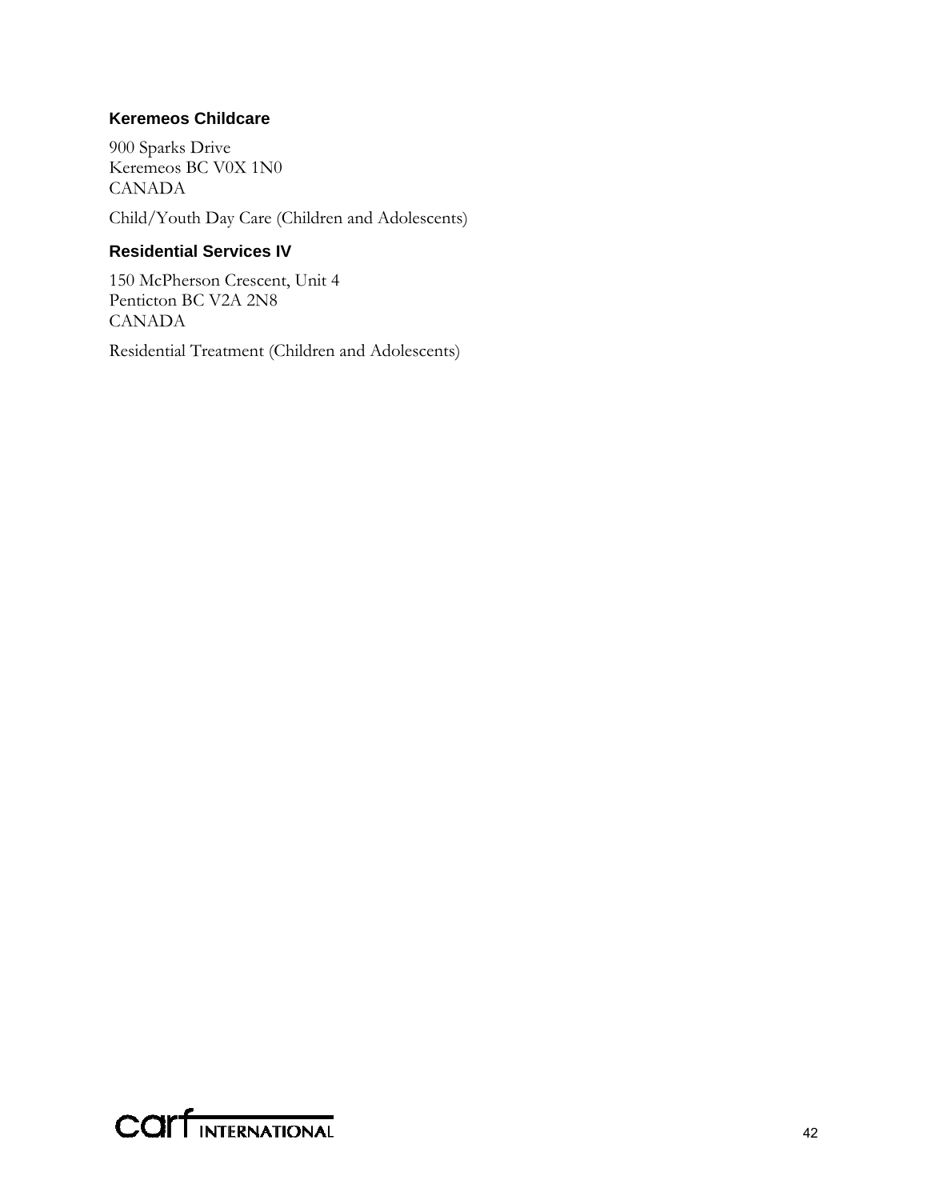### Keremeos Childcare

900 Sparks Drive
Keremeos BC V0X 1N0
CANADA

Child/Youth Day Care (Children and Adolescents)

### Residential Services IV

150 McPherson Crescent, Unit 4
Penticton BC V2A 2N8
CANADA

Residential Treatment (Children and Adolescents)